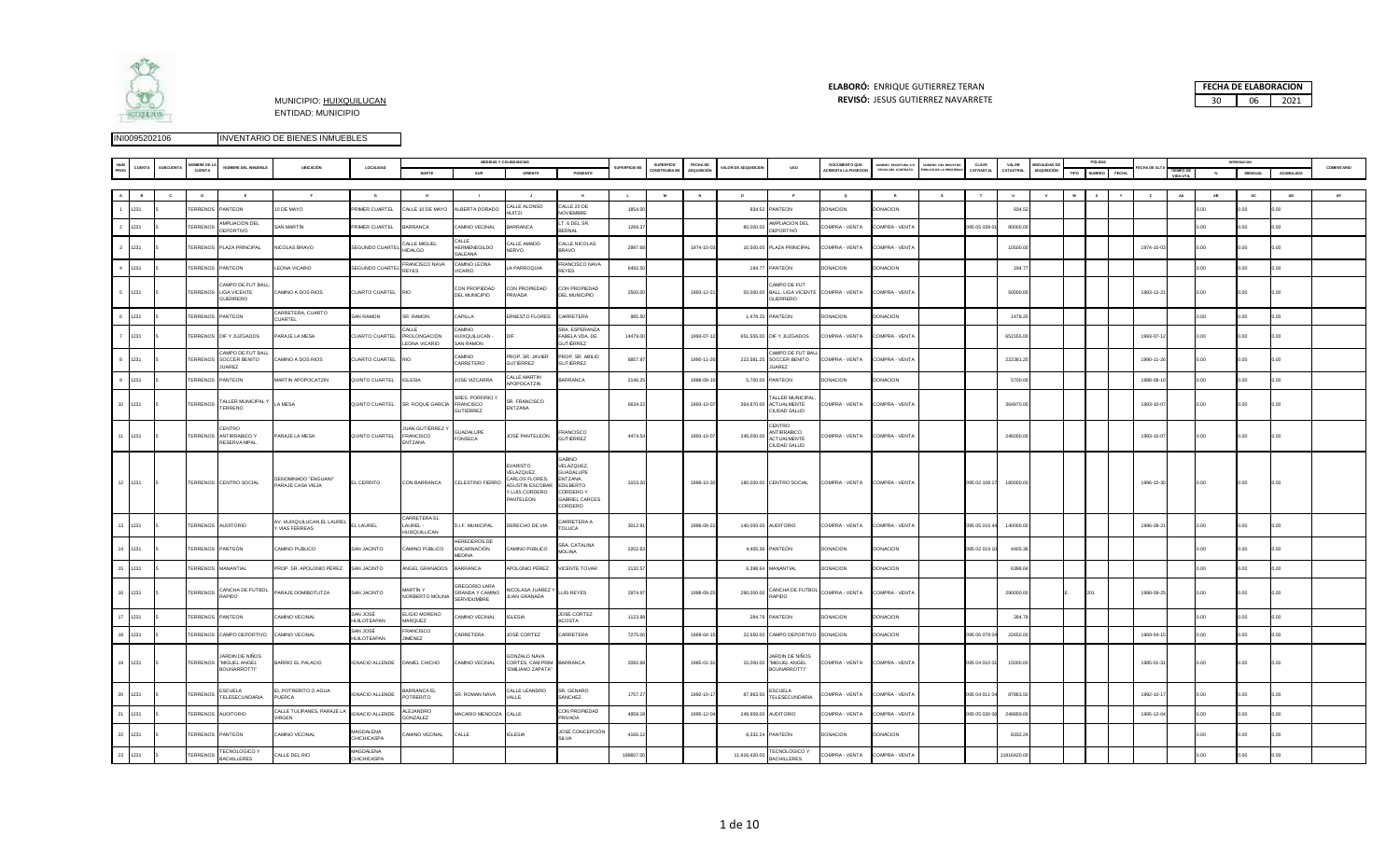MUNICIPIO: HUIXQUILUCAN
ENTIDAD: MUNICIPIO

**ELABORÓ:** ENRIQUE GUTIERREZ TERAN
**REVISÓ:** JESUS GUTIERREZ NAVARRETE

| FECHA DE ELABORACION | | |
|---|---|---|
| 30 | 06 | 2021 |

INI0095202106 — INVENTARIO DE BIENES INMUEBLES

| NUM PROG | CUENTA | SUBCUENTA | NOMBRE DE LA CUENTA | NOMBRE DEL INMUEBLE | UBICACIÓN | LOCALIDAD | MEDIDAS Y COLINDANCIAS NORTE | SUR | ORIENTE | PONIENTE | SUPERFICIE M2 | SUPERFICIE CONSTRUIDA M2 | FECHA DE ADQUISICIÓN | VALOR DE ADQUISICION | USO | DOCUMENTO QUE ACREDITA LA POSESION | NUMERO ESCRITURA Y/O FECHA DEL CONTRATO | NUMERO DEL REGISTRO PUBLICO DE LA PROPIEDAD | CLAVE CATASTRAL | VALOR CATASTRAL | MODALIDAD DE ADQUISICIÓN | PÓLIZAS TIPO | NUMERO | FECHA | FECHA DE ALTA | DEPRECIACION TIEMPO DE VIDA UTIL | % | MENSUAL | ACUMULADA | COMENTARIO |
|---|---|---|---|---|---|---|---|---|---|---|---|---|---|---|---|---|---|---|---|---|---|---|---|---|---|---|---|---|---|---|
| A | B | C | D | E | F | G | H | I | J | K | L | M | N | O | P | Q | R | S | T | U | V | W | X | Y | Z | AA | AB | AC | AD | AF |
| 1 | 1231 | 5 | TERRENOS | PANTEON | 10 DE MAYO | PRIMER CUARTEL | CALLE 10 DE MAYO | ALBERTA DORADO | CALLE ALONSO HUITZI | CALLE 20 DE NOVIEMBRE | 1854.00 | | | 934.52 | PANTEON | DONACION | DONACION | | | 934.52 | | | | | | | 0.00 | 0.00 | 0.00 | |
| 2 | 1231 | 5 | TERRENOS | AMPLIACION DEL DEPORTIVO | SAN MARTÍN | PRIMER CUARTEL | BARRANCA | CAMINO VECINAL | BARRANCA | LT. 6 DEL SR. BERNAL | 1269.37 | | | 80,000.00 | AMPLIACION DEL DEPORTIVO | COMPRA - VENTA | COMPRA - VENTA | | 095 05 039 01 | 80000.00 | | | | | | | 0.00 | 0.00 | 0.00 | |
| 3 | 1231 | 5 | TERRENOS | PLAZA PRINCIPAL | NICOLAS BRAVO | SEGUNDO CUARTEL | CALLE MIGUEL HIDALGO | CALLE HERMENEGILDO GALEANA | CALLE AMADO NERVO | CALLE NICOLAS BRAVO | 2997.68 | | 1974-10-03 | 10,500.00 | PLAZA PRINCIPAL | COMPRA - VENTA | COMPRA - VENTA | | | 10500.00 | | | | | 1974-10-03 | | 0.00 | 0.00 | 0.00 | |
| 4 | 1231 | 5 | TERRENOS | PANTEON | LEONA VICARIO | SEGUNDO CUARTEL | FRANCISCO NAVA REYES | CAMINO LEONA VICARIO | LA PARROQUIA | FRANCISCO NAVA REYES | 6492.50 | | | 194.77 | PANTEON | DONACION | DONACION | | | 194.77 | | | | | | | 0.00 | 0.00 | 0.00 | |
| 5 | 1231 | 5 | TERRENOS | CAMPO DE FUT BALL LIGA VICENTE GUERRERO | CAMINO A DOS RIOS | CUARTO CUARTEL | RIO | CON PROPIEDAD DEL MUNICIPIO | CON PROPIEDAD PRIVADA | CON PROPIEDAD DEL MUNICIPIO | 2500.00 | | 1993-12-21 | 50,000.00 | CAMPO DE FUT BALL, LIGA VICENTE GUERRERO | COMPRA - VENTA | COMPRA - VENTA | | | 50000.00 | | | | | 1993-12-21 | | 0.00 | 0.00 | 0.00 | |
| 6 | 1231 | 5 | TERRENOS | PANTEON | CARRETERA, CUARTO CUARTEL | SAN RAMON | SR. RAMON | CAPILLA | ERNESTO FLORES | CARRETERA | 985.50 | | | 1,478.25 | PANTEON | DONACION | DONACION | | | 1478.25 | | | | | | | 0.00 | 0.00 | 0.00 | |
| 7 | 1231 | 5 | TERRENOS | DIF Y JUZGADOS | PARAJE LA MESA | CUARTO CUARTEL | CALLE PROLONGACIÓN LEONA VICARIO | CAMINO HUIXQUILUCAN - SAN RAMON | DIF. | SRA. ESPERANZA FABELA VDA. DE GUTIÉRREZ | 14479.00 | | 1993-07-12 | 651,555.00 | DIF Y JUZGADOS | COMPRA - VENTA | COMPRA - VENTA | | | 651555.00 | | | | | 1993-07-12 | | 0.00 | 0.00 | 0.00 | |
| 8 | 1231 | 5 | TERRENOS | CAMPO DE FUT BALL SOCCER BENITO JUAREZ | CAMINO A DOS RIOS | CUARTO CUARTEL | RIO | CAMINO CARRETERO | PROP. SR. JAVIER GUTIÉRREZ | PROP. SR. ABILIO GUTIÉRREZ | 6857.97 | | 1990-11-26 | 222,381.25 | CAMPO DE FUT BALL SOCCER BENITO JUAREZ | COMPRA - VENTA | COMPRA - VENTA | | | 222381.25 | | | | | 1990-11-26 | | 0.00 | 0.00 | 0.00 | |
| 9 | 1231 | 5 | TERRENOS | PANTEON | MARTIN APOPOCATZIN | QUINTO CUARTEL | IGLESIA | JOSE VIZCARRA | CALLE MARTIN APOPOCATZIN | BARRANCA | 2146.25 | | 1988-08-10 | 5,700.00 | PANTEON | DONACION | DONACION | | | 5700.00 | | | | | 1988-08-10 | | 0.00 | 0.00 | 0.00 | |
| 10 | 1231 | 5 | TERRENOS | TALLER MUNICIPAL Y TERRENO | LA MESA | QUINTO CUARTEL | SR. ROQUE GARCÍA | SRES. PORFIRIO Y FRANCISCO GUTIÉRREZ | SR. FRANCISCO ENTZANA | | 6634.22 | | 1993-10-07 | 364,870.00 | TALLER MUNICIPAL ACTUALMENTE CIUDAD SALUD | COMPRA - VENTA | COMPRA - VENTA | | | 364870.00 | | | | | 1993-10-07 | | 0.00 | 0.00 | 0.00 | |
| 11 | 1231 | 5 | TERRENOS | CENTRO ANTIRRABICO Y RESERVA MPAL. | PARAJE LA MESA | QUINTO CUARTEL | JUAN GUTIÉRREZ Y FRANCISCO ENTZANA | GUADALUPE FONSECA | JOSÉ PANTELEÓN | FRANCISCO GUTIÉRREZ | 4474.54 | | 1993-10-07 | 246,000.00 | CENTRO ANTIRRABICO ACTUALMENTE CIUDAD SALUD | COMPRA - VENTA | COMPRA - VENTA | | | 246000.00 | | | | | 1993-10-07 | | 0.00 | 0.00 | 0.00 | |
| 12 | 1231 | 5 | TERRENOS | CENTRO SOCIAL | DENOMINADO "ENGUIANI" PARAJE CASA VIEJA | EL CERRITO | CON BARRANCA | CELESTINO FIERRO | EVARISTO VELAZQUEZ, CARLOS FLORES, AGUSTIN ESCOBAR Y LUIS CORDERO PANTELEON | GABINO VELAZQUEZ, GUADALUPE ENTZANA, EDILBERTO CORDERO Y GABRIEL CARCES CORDERO | 3153.20 | | 1996-10-30 | 180,000.00 | CENTRO SOCIAL | COMPRA - VENTA | COMPRA - VENTA | | 095 02 108 17 | 180000.00 | | | | | 1996-10-30 | | 0.00 | 0.00 | 0.00 | |
| 13 | 1231 | 5 | TERRENOS | AUDITORIO | AV. HUIXQUILUCAN EL LAUREL Y VIAS FERREAS | EL LAUREL | CARRETERA EL LAUREL - HUIXQUILUCAN | D.I.F. MUNICIPAL | DERECHO DE VIA | CARRETERA A TOLUCA | 3012.91 | | 1996-08-21 | 140,000.00 | AUDITORIO | COMPRA - VENTA | COMPRA - VENTA | | 095 05 016 44 | 140000.00 | | | | | 1996-08-21 | | 0.00 | 0.00 | 0.00 | |
| 14 | 1231 | 5 | TERRENOS | PANTEÓN | CAMINO PUBLICO | SAN JACINTO | CAMINO PUBLICO | HEREDEROS DE ENCARNACIÓN MEDINA | CAMINO PUBLICO | SRA. CATALINA MOLINA | 2202.63 | | | 4,405.36 | PANTEÓN | DONACION | DONACION | | 095 02 019 10 | 4405.36 | | | | | | | 0.00 | 0.00 | 0.00 | |
| 15 | 1231 | 5 | TERRENOS | MANANTIAL | PROP. SR. APOLONIO PÉREZ | SAN JACINTO | ANGEL GRANADOS | BARRANCA | APOLONIO PÉREZ | VICENTE TOVAR | 2132.57 | | | 6,398.64 | MANANTIAL | DONACION | DONACION | | | 6398.64 | | | | | | | 0.00 | 0.00 | 0.00 | |
| 16 | 1231 | 5 | TERRENOS | CANCHA DE FUTBOL RAPIDO | PARAJE DOMIBOTUTZA | SAN JACINTO | MARTÍN Y NORBERTO MOLINA | GREGORIO LARA GRANDA Y CAMINO SERVIDUMBRE | NICOLASA JUÁREZ Y JUAN GRANADA | LUIS REYES | 2974.97 | | 1998-09-25 | 290,000.00 | CANCHA DE FUTBOL RAPIDO | COMPRA - VENTA | COMPRA - VENTA | | | 290000.00 | | E | 201 | | 1998-09-25 | | 0.00 | 0.00 | 0.00 | |
| 17 | 1231 | 5 | TERRENOS | PANTEON | CAMINO VECINAL | SAN JOSÉ HUILOTEAPAN | ELIGIO MORENO MARQUEZ | CAMINO VECINAL | IGLESIA | JOSÉ CORTEZ ACOSTA | 1123.98 | | | 284.79 | PANTEON | DONACION | DONACION | | | 284.79 | | | | | | | 0.00 | 0.00 | 0.00 | |
| 18 | 1231 | 5 | TERRENOS | CAMPO DEPORTIVO | CAMINO VECINAL | SAN JOSÉ HUILOTEAPAN | FRANCISCO JIMÉNEZ | CARRETERA | JOSÉ CORTEZ | CARRETERA | 7275.00 | | 1969-04-15 | 22,650.00 | CAMPO DEPORTIVO | DONACION | DONACION | | 095 06 079 04 | 22650.00 | | | | | 1969-04-15 | | 0.00 | 0.00 | 0.00 | |
| 19 | 1231 | 5 | TERRENOS | JARDIN DE NIÑOS "MIGUEL ANGEL BOUNARROTTI" | BARRIO EL PALACIO | IGNACIO ALLENDE | DANIEL CHICHO | CAMINO VECINAL | GONZALO NAVA CORTES, CAM.PRIM. "EMILIANO ZAPATA" | BARRANCA | 2092.68 | | 1985-01-31 | 15,000.00 | JARDIN DE NIÑOS "MIGUEL ANGEL BOUNARROTTI" | COMPRA - VENTA | COMPRA - VENTA | | 095 04 010 01 | 15000.00 | | | | | 1985-01-31 | | 0.00 | 0.00 | 0.00 | |
| 20 | 1231 | 5 | TERRENOS | ESCUELA TELESECUNDARIA | EL POTRERITO O AGUA PUERCA | IGNACIO ALLENDE | BARRANCA EL POTRERITO | SR. ROMAN NAVA | CALLE LEANDRO VALLE | SR. GENARO SÁNCHEZ | 1757.27 | | 1992-10-17 | 87,863.50 | ESCUELA TELESECUNDARIA | COMPRA - VENTA | COMPRA - VENTA | | 095 04 011 04 | 87863.50 | | | | | 1992-10-17 | | 0.00 | 0.00 | 0.00 | |
| 21 | 1231 | 5 | TERRENOS | AUDITORIO | CALLE TULIPANES, PARAJE LA VIRGEN | IGNACIO ALLENDE | ALEJANDRO GONZALEZ | MACARIO MENDOZA | CALLE | CON PROPIEDAD PRIVADA | 4859.18 | | 1995-12-04 | 249,959.00 | AUDITORIO | COMPRA - VENTA | COMPRA - VENTA | | 095 05 030 09 | 249959.00 | | | | | 1995-12-04 | | 0.00 | 0.00 | 0.00 | |
| 22 | 1231 | 5 | TERRENOS | PANTEÓN | CAMINO VECINAL | MAGDALENA CHICHICASPA | CAMINO VECINAL | CALLE | IGLESIA | JOSÉ CONCEPCIÓN SILVA | 4166.12 | | | 8,332.24 | PANTEÓN | DONACION | DONACION | | | 8332.24 | | | | | | | 0.00 | 0.00 | 0.00 | |
| 23 | 1231 | 5 | TERRENOS | TECNOLOGICO Y BACHILLERES | CALLE DEL RIO | MAGDALENA CHICHICASPA | | | | | 198607.00 | | | 11,916,420.00 | TECNOLOGICO Y BACHILLERES | COMPRA - VENTA | COMPRA - VENTA | | | 11916420.00 | | | | | | | 0.00 | 0.00 | 0.00 | |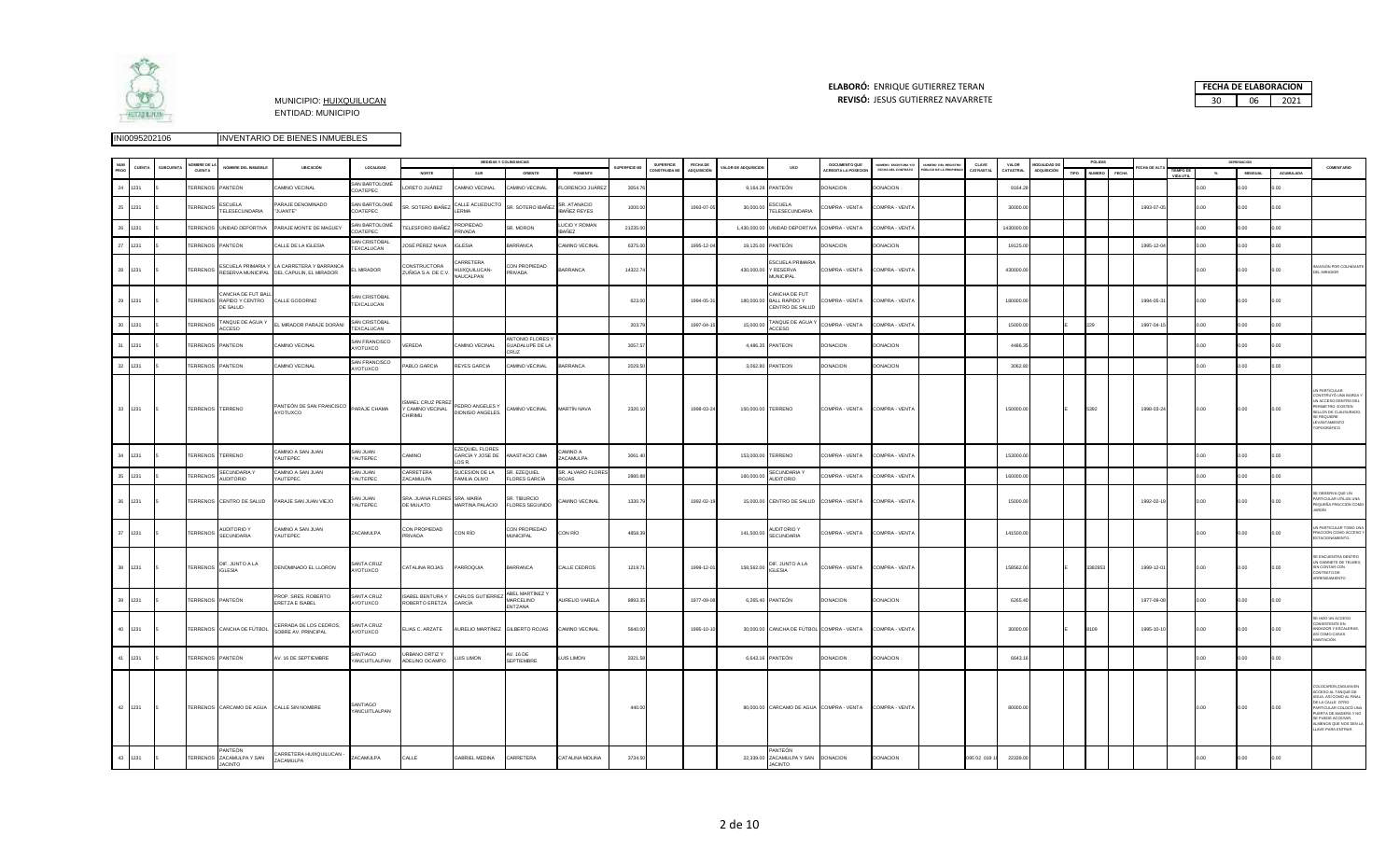MUNICIPIO: HUIXQUILUCAN
ENTIDAD: MUNICIPIO

ELABORÓ: ENRIQUE GUTIERREZ TERAN
REVISÓ: JESUS GUTIERREZ NAVARRETE

| FECHA DE ELABORACION | | |
|---|---|---|
| 30 | 06 | 2021 |

INI0095202106 INVENTARIO DE BIENES INMUEBLES

| NUM PROG | CUENTA | SUBCUENTA | NOMBRE DE LA CUENTA | NOMBRE DEL INMUEBLE | UBICACIÓN | LOCALIDAD | MEDIDAS Y COLINDANCIAS NORTE | SUR | ORIENTE | PONIENTE | SUPERFICIE M2 | SUPERFICIE CONSTRUIDA M2 | FECHA DE ADQUISICIÓN | VALOR DE ADQUISICIÓN | USO | DOCUMENTO QUE ACREDITA LA POSESIÓN | NUMERO ESCRITURA Y/O FECHA DEL CONTRATO | NUMERO DEL REGISTRO PUBLICO DE LA PROPIEDAD | CLAVE CATASTRAL | VALOR CATASTRAL | MODALIDAD DE ADQUISICIÓN | PÓLIZAS TIPO | NUMERO | FECHA | FECHA DE ALTA | DEPRECIACION TIEMPO DE VIDA UTIL | % | MENSUAL | ACUMULADA | COMENTARIO |
|---|---|---|---|---|---|---|---|---|---|---|---|---|---|---|---|---|---|---|---|---|---|---|---|---|---|---|---|---|---|---|
| 24 | 1231 | 5 | TERRENOS | PANTEÓN | CAMINO VECINAL | SAN BARTOLOMÉ COATEPEC | LORETO JUÁREZ | CAMINO VECINAL | CAMINO VECINAL | FLORENCIO JUÁREZ | 3854.76 | | | 9,164.28 | PANTEÓN | DONACION | DONACION | | | 9164.28 | | | | | | | 0.00 | 0.00 | 0.00 | |
| 25 | 1231 | 5 | TERRENOS | ESCUELA TELESECUNDARIA | PARAJE DENOMINADO "JUANTE" | SAN BARTOLOMÉ COATEPEC | SR. SOTERO IBAÑEZ | CALLE ACUEDUCTO LERMA | SR. SOTERO IBAÑEZ | SR. ATANACIO IBAÑEZ REYES | 1000.00 | | 1993-07-05 | 30,000.00 | ESCUELA TELESECUNDARIA | COMPRA - VENTA | COMPRA - VENTA | | | 30000.00 | | | | | 1993-07-05 | | 0.00 | 0.00 | 0.00 | |
| 26 | 1231 | 5 | TERRENOS | UNIDAD DEPORTIVA | PARAJE MONTE DE MAGUEY | SAN BARTOLOMÉ COATEPEC | TELESFORO IBAÑEZ | PROPIEDAD PRIVADA | SR. MORON | LUCIO Y ROMAN IBAÑEZ | 21235.00 | | | 1,430,000.00 | UNIDAD DEPORTIVA | COMPRA - VENTA | COMPRA - VENTA | | | 1430000.00 | | | | | | | 0.00 | 0.00 | 0.00 | |
| 27 | 1231 | 5 | TERRENOS | PANTEÓN | CALLE DE LA IGLESIA | SAN CRISTÓBAL TEXCALUCAN | JOSÉ PEREZ NAVA | IGLESIA | BARRANCA | CAMINO VECINAL | 6375.00 | | 1995-12-04 | 19,125.00 | PANTEÓN | DONACION | DONACION | | | 19125.00 | | | | | 1995-12-04 | | 0.00 | 0.00 | 0.00 | |
| 28 | 1231 | 5 | TERRENOS | ESCUELA PRIMARIA Y RESERVA MUNICIPAL | LA CARRETERA Y BARRANCA DEL CAPULIN, EL MIRADOR | EL MIRADOR | CONSTRUCTORA ZUÑIGA S.A. DE C.V. | CARRETERA HUIXQUILUCAN-NAUCALPAN | CON PROPIEDAD PRIVADA | BARRANCA | 14322.74 | | | 430,000.00 | ESCUELA PRIMARIA Y RESERVA MUNICIPAL | COMPRA - VENTA | COMPRA - VENTA | | | 430000.00 | | | | | | | 0.00 | 0.00 | 0.00 | INVASIÓN POR COLINDANTE DEL MIRADOR |
| 29 | 1231 | 5 | TERRENOS | CANCHA DE FUT BALL RAPIDO Y CENTRO DE SALUD | CALLE GODORNIZ | SAN CRISTÓBAL TEXCALUCAN | | | | | 623.00 | | 1994-05-31 | 180,000.00 | CANCHA DE FUT BALL RAPIDO Y CENTRO DE SALUD | COMPRA - VENTA | COMPRA - VENTA | | | 180000.00 | | | | | 1994-05-31 | | 0.00 | 0.00 | 0.00 | |
| 30 | 1231 | 5 | TERRENOS | TANQUE DE AGUA Y ACCESO | EL MIRADOR PARAJE DORANI | SAN CRISTÓBAL TEXCALUCAN | | | | | 303.79 | | 1997-04-15 | 15,000.00 | TANQUE DE AGUA Y ACCESO | COMPRA - VENTA | COMPRA - VENTA | | | 15000.00 | | E | 229 | | 1997-04-15 | | 0.00 | 0.00 | 0.00 | |
| 31 | 1231 | 5 | TERRENOS | PANTEON | CAMINO VECINAL | SAN FRANCISCO AYOTUXCO | VEREDA | CAMINO VECINAL | ANTONIO FLORES Y GUADALUPE DE LA CRUZ | | 3057.57 | | | 4,486.35 | PANTEON | DONACION | DONACION | | | 4486.35 | | | | | | | 0.00 | 0.00 | 0.00 | |
| 32 | 1231 | 5 | TERRENOS | PANTEON | CAMINO VECINAL | SAN FRANCISCO AYOTUXCO | PABLO GARCIA | REYES GARCIA | CAMINO VECINAL | BARRANCA | 2029.50 | | | 3,062.80 | PANTEON | DONACION | DONACION | | | 3062.80 | | | | | | | 0.00 | 0.00 | 0.00 | |
| 33 | 1231 | 5 | TERRENOS | TERRENO | PANTEÓN DE SAN FRANCISCO AYOTUXCO | PARAJE CHAMA | ISMAEL CRUZ PEREZ Y CAMINO VECINAL CHIRIMU | PEDRO ANGELES Y DIONISIO ANGELES | CAMINO VECINAL | MARTÍN NAVA | 2320.10 | | 1998-03-24 | 150,000.00 | TERRENO | COMPRA - VENTA | COMPRA - VENTA | | | 150000.00 | | E | 5282 | | 1998-03-24 | | 0.00 | 0.00 | 0.00 | UN PARTICULAR CONSTRUYÓ UNA BARDA Y UN ACCESO DENTRO DEL PERIMETRO. EXISTEN SELLOS DE CLAUSURADO, SE REQUIERE LEVANTAMIENTO TOPOGRÁFICO |
| 34 | 1231 | 5 | TERRENOS | TERRENO | CAMINO A SAN JUAN YAUTEPEC | SAN JUAN YAUTEPEC | CAMINO | EZEQUIEL FLORES GARCÍA Y JOSE DE LOS R. | ANASTACIO CIMA | CAMINO A ZACAMULPA | 3061.40 | | | 153,000.00 | TERRENO | COMPRA - VENTA | COMPRA - VENTA | | | 153000.00 | | | | | | | 0.00 | 0.00 | 0.00 | |
| 35 | 1231 | 5 | TERRENOS | SECUNDARIA Y AUDITORIO | CAMINO A SAN JUAN YAUTEPEC | SAN JUAN YAUTEPEC | CARRETERA ZACAMULPA | SUCESIÓN DE LA FAMILIA OLIVO | SR. EZEQUIEL FLORES GARCÍA | SR. ALVARO FLORES ROJAS | 2880.88 | | | 160,000.00 | SECUNDARIA Y AUDITORIO | COMPRA - VENTA | COMPRA - VENTA | | | 160000.00 | | | | | | | 0.00 | 0.00 | 0.00 | |
| 36 | 1231 | 5 | TERRENOS | CENTRO DE SALUD | PARAJE SAN JUAN VIEJO | SAN JUAN YAUTEPEC | SRA. JUANA FLORES DE MULATO | SRA. MARÍA MARTINA PALACIO | SR. TIBURCIO FLORES SEGUNDO | CAMINO VECINAL | 1330.79 | | 1992-02-19 | 15,000.00 | CENTRO DE SALUD | COMPRA - VENTA | COMPRA - VENTA | | | 15000.00 | | | | | 1992-02-19 | | 0.00 | 0.00 | 0.00 | SE OBSERVA QUE UN PARTICULAR UTILIZA UNA PEQUEÑA FRACCIÓN COMO JARDÍN |
| 37 | 1231 | 5 | TERRENOS | AUDITORIO Y SECUNDARIA | CAMINO A SAN JUAN YAUTEPEC | ZACAMULPA | CON PROPIEDAD PRIVADA | CON RÍO | CON PROPIEDAD MUNICIPAL | CON RIO | 4858.39 | | | 141,500.00 | AUDITORIO Y SECUNDARIA | COMPRA - VENTA | COMPRA - VENTA | | | 141500.00 | | | | | | | 0.00 | 0.00 | 0.00 | UN PARTICULAR TOMO UNA FRACCIÓN COMO ACCESO Y ESTACIONAMIENTO. |
| 38 | 1231 | 5 | TERRENOS | DIF, JUNTO A LA IGLESIA | DENOMINADO EL LLORON | SANTA CRUZ AYOTUXCO | CATALINA ROJAS | PARROQUIA | BARRANCA | CALLE CEDROS | 1219.71 | | 1999-12-01 | 158,562.00 | DIF, JUNTO A LA IGLESIA | COMPRA - VENTA | COMPRA - VENTA | | | 158562.00 | | E | 3382653 | | 1999-12-01 | | 0.00 | 0.00 | 0.00 | SE ENCUENTRA DENTRO UN GABINETE DE TELMEX, SIN CONTAR CON CONTRATO DE ARRENDAMIENTO |
| 39 | 1231 | 5 | TERRENOS | PANTEÓN | PROP. SRES. ROBERTO ERETZA E ISABEL | SANTA CRUZ AYOTUXCO | ISABEL BENTURA Y ROBERTO ERETZA | CARLOS GUTIÉRREZ GARCÍA | ABEL MARTÍNEZ Y MARCELINO ENTZANA | AURELIO VARELA | 8993.35 | | 1977-09-08 | 6,265.40 | PANTEÓN | DONACION | DONACION | | | 6265.40 | | | | | 1977-09-08 | | 0.00 | 0.00 | 0.00 | |
| 40 | 1231 | 5 | TERRENOS | CANCHA DE FÚTBOL | CERRADA DE LOS CEDROS, SOBRE AV. PRINCIPAL | SANTA CRUZ AYOTUXCO | ELIAS C. ARZATE | AURELIO MARTÍNEZ | GILBERTO ROJAS | CAMINO VECINAL | 5640.00 | | 1995-10-10 | 30,000.00 | CANCHA DE FÚTBOL | COMPRA - VENTA | COMPRA - VENTA | | | 30000.00 | | E | 6109 | | 1995-10-10 | | 0.00 | 0.00 | 0.00 | SE HIZO UN ACCESO CONSISTENTE EN ANDADOR Y ESCALERAS, ASÍ COMO CASAS HABITACIÓN |
| 41 | 1231 | 5 | TERRENOS | PANTEÓN | AV. 16 DE SEPTIEMBRE | SANTIAGO YANCUITLALPAN | URBANO ORTIZ Y ADELINO OCAMPO | LUIS LIMON | AV. 16 DE SEPTIEMBRE | LUIS LIMON | 3321.58 | | | 6,643.16 | PANTEÓN | DONACION | DONACION | | | 6643.16 | | | | | | | 0.00 | 0.00 | 0.00 | |
| 42 | 1231 | 5 | TERRENOS | CARCAMO DE AGUA | CALLE SIN NOMBRE | SANTIAGO YANCUITLALPAN | | | | | 440.00 | | | 80,000.00 | CARCAMO DE AGUA | COMPRA - VENTA | COMPRA - VENTA | | | 80000.00 | | | | | | | 0.00 | 0.00 | 0.00 | COLOCARON ZAGUAN EN ACCESO AL TANQUE DE AGUA, ASI COMO AL FINAL DE LA CALLE. OTRO PARTICULAR COLOCÓ UNA PUERTA DE MADERA Y NO SE PUEDE ACCESAR, ALMENOS QUE NOS DEN LA LLAVE PARA ENTRAR. |
| 43 | 1231 | 5 | TERRENOS | PANTEÓN ZACAMULPA Y SAN JACINTO | CARRETERA HUIXQUILUCAN - ZACAMULPA | ZACAMULPA | CALLE | GABRIEL MEDINA | CARRETERA | CATALINA MOLINA | 3734.50 | | | 22,339.00 | PANTEÓN ZACAMULPA Y SAN JACINTO | DONACION | DONACION | | 095 02 019 10 | 22339.00 | | | | | | | 0.00 | 0.00 | 0.00 | |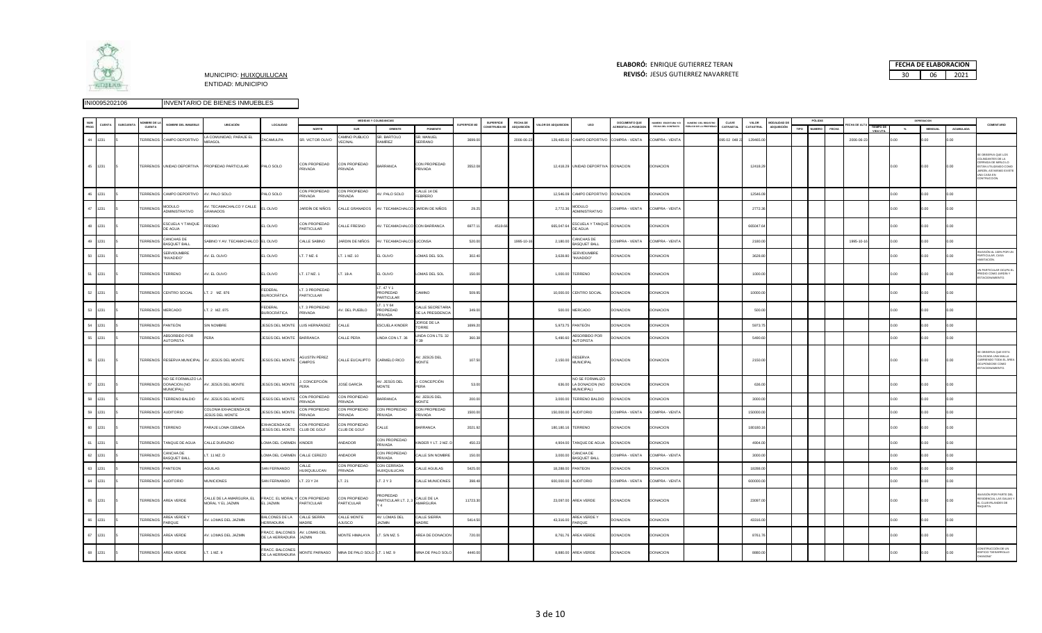MUNICIPIO: HUIXQUILUCAN
ENTIDAD: MUNICIPIO

**ELABORÓ:** ENRIQUE GUTIERREZ TERAN
**REVISÓ:** JESUS GUTIERREZ NAVARRETE

| FECHA DE ELABORACION | | |
|---|---|---|
| 30 | 06 | 2021 |

INI0095202106 INVENTARIO DE BIENES INMUEBLES

| NUM PROG | CUENTA | SUBCUENTA | NOMBRE DE LA CUENTA | NOMBRE DEL INMUEBLE | UBICACIÓN | LOCALIDAD | MEDIDAS Y COLINDANCIAS | | | | SUPERFICIE M2 | SUPERFICIE CONSTRUIDA M2 | FECHA DE ADQUISICIÓN | VALOR DE ADQUISICION | USO | DOCUMENTO QUE ACREDITA LA POSESION | NUMERO, ESCRITURA Y/O FECHA DEL CONTRATO | NUMERO DEL REGISTRO PÚBLICO DE LA PROPIEDAD | CLAVE CATASTRAL | VALOR CATASTRAL | MODALIDAD DE ADQUISICIÓN | PÓLIZAS | | | FECHA DE ALTA | DEPRECIACION | | | | COMENTARIO |
|---|---|---|---|---|---|---|---|---|---|---|---|---|---|---|---|---|---|---|---|---|---|---|---|---|---|---|---|---|---|---|
| | | | | | | | NORTE | SUR | ORIENTE | PONIENTE | | | | | | | | | | | | TIPO | NUMERO | FECHA | | TIEMPO DE VIDA UTIL | % | MENSUAL | ACUMULADA | |
| 44 | 1231 | 5 | TERRENOS | CAMPO DEPORTIVO | LA COMUNIDAD, PARAJE EL MIRASOL | ZACAMULPA | SR. VICTOR OLIVO | CAMINO PUBLICO VECINAL | SR. BARTOLO RAMIREZ | SR. MANUEL SERRANO | 3699.00 | | 2006-06-23 | 129,465.00 | CAMPO DEPORTIVO | COMPRA - VENTA | COMPRA - VENTA | | 095 02 048 23 | 129465.00 | | | | | 2006-06-23 | | 0.00 | 0.00 | 0.00 | |
| 45 | 1231 | 5 | TERRENOS | UNIDAD DEPORTIVA | PROPIEDAD PARTICULAR | PALO SOLO | CON PROPIEDAD PRIVADA | CON PROPIEDAD PRIVADA | BARRANCA | CON PROPIEDAD PRIVADA | 3553.08 | | | 12,418.29 | UNIDAD DEPORTIVA | DONACION | DONACION | | | 12418.29 | | | | | | | 0.00 | 0.00 | 0.00 | SE OBSERVA QUE LOS COLINDANTES DE LA CERRADA DE MIRLO LO ESTAN UTILIZANDO COMO JARDIN, ASI MISMO EXISTE UNA CASA EN CONTRUCCIÓN. |
| 46 | 1231 | 5 | TERRENOS | CAMPO DEPORTIVO | AV. PALO SOLO | PALO SOLO | CON PROPIEDAD PRIVADA | CON PROPIEDAD PRIVADA | AV. PALO SOLO | CALLE 14 DE FEBRERO | | | | 12,546.09 | CAMPO DEPORTIVO | DONACION | DONACION | | | 12546.09 | | | | | | | 0.00 | 0.00 | 0.00 | |
| 47 | 1231 | 5 | TERRENOS | MODULO ADMINISTRATIVO | AV. TECAMACHALCO Y CALLE GRANADOS | EL OLIVO | JARDIN DE NIÑOS | CALLE GRANADOS | AV. TECAMACHALCO | JARDIN DE NIÑOS | 29.25 | | | 2,772.36 | MODULO ADMINISTRATIVO | COMPRA - VENTA | COMPRA - VENTA | | | 2772.36 | | | | | | | 0.00 | 0.00 | 0.00 | |
| 48 | 1231 | 5 | TERRENOS | ESCUELA Y TANQUE DE AGUA | FRESNO | EL OLIVO | CON PROPIEDAD PARTICULAR | CALLE FRESNO | AV. TECAMACHALCO | CON BARRANCA | 6977.11 | 4519.66 | | 665,047.64 | ESCUELA Y TANQUE DE AGUA | DONACION | DONACION | | | 665047.64 | | | | | | | 0.00 | 0.00 | 0.00 | |
| 49 | 1231 | 5 | TERRENOS | CANCHAS DE BASQUET BALL | SABINO Y AV. TECAMACHALCO | EL OLIVO | CALLE SABINO | JARDIN DE NIÑOS | AV. TECAMACHALCO | LICONSA | 520.00 | | 1995-10-16 | 2,180.00 | CANCHAS DE BASQUET BALL | COMPRA - VENTA | COMPRA - VENTA | | | 2180.00 | | | | | 1995-10-16 | | 0.00 | 0.00 | 0.00 | |
| 50 | 1231 | 5 | TERRENOS | SERVIDUMBRE "INVADIDO" | AV. EL OLIVO | EL OLIVO | LT. 7 MZ. 6 | LT. 1 MZ. 10 | EL OLIVO | LOMAS DEL SOL | 302.40 | | | 3,628.80 | SERVIDUMBRE "INVADIDO" | DONACION | DONACION | | | 3628.80 | | | | | | | 0.00 | 0.00 | 0.00 | INVASIÓN AL 100% POR UN PARTICULAR, CASA HABITACIÓN. |
| 51 | 1231 | 5 | TERRENOS | TERRENO | AV. EL OLIVO | EL OLIVO | LT. 17 MZ. 1 | LT. 18-A | EL OLIVO | LOMAS DEL SOL | 150.00 | | | 1,000.00 | TERRENO | DONACION | DONACION | | | 1000.00 | | | | | | | 0.00 | 0.00 | 0.00 | UN PARTICULAR OCUPA EL PREDIO COMO JARDIN Y ESTACIONAMIENTO. |
| 52 | 1231 | 5 | TERRENOS | CENTRO SOCIAL | LT. 2 MZ. 876 | FEDERAL BUROCRÁTICA | LT. 3 PROPIEDAD PARTICULAR | | LT. 47 Y 1 PROPIEDAD PARTICULAR | CAMINO | 509.95 | | | 10,000.00 | CENTRO SOCIAL | DONACION | DONACION | | | 10000.00 | | | | | | | 0.00 | 0.00 | 0.00 | |
| 53 | 1231 | 5 | TERRENOS | MERCADO | LT. 2 MZ. 875 | FEDERAL BUROCRÁTICA | LT. 3 PROPIEDAD PRIVADA | AV. DEL PUEBLO | LT. 1 Y 64 PROPIEDAD PRIVADA | CALLE SECRETARIA DE LA PRESIDENCIA | 349.00 | | | 500.00 | MERCADO | DONACION | DONACION | | | 500.00 | | | | | | | 0.00 | 0.00 | 0.00 | |
| 54 | 1231 | 5 | TERRENOS | PANTEÓN | SIN NOMBRE | JESÚS DEL MONTE | LUIS HERNÁNDEZ | CALLE | ESCUELA KINDER | JORGE DE LA TORRE | 1899.20 | | | 5,973.75 | PANTEÓN | DONACION | DONACION | | | 5973.75 | | | | | | | 0.00 | 0.00 | 0.00 | |
| 55 | 1231 | 5 | TERRENOS | ABSORBIDO POR AUTOPISTA | PERA | JESÚS DEL MONTE | BARRANCA | CALLE PERA | LINDA CON LT. 36 | LINDA CON LTS. 32 Y 39 | 360.38 | | | 5,490.60 | ABSORBIDO POR AUTOPISTA | DONACION | DONACION | | | 5490.60 | | | | | | | 0.00 | 0.00 | 0.00 | |
| 56 | 1231 | 5 | TERRENOS | RESERVA MUNICIPAL | AV. JESUS DEL MONTE | JESÚS DEL MONTE | AGUSTÍN PÉREZ CAMPOS | CALLE EUCALIPTO | CARMELO RICO | AV. JESÚS DEL MONTE | 107.50 | | | 2,150.00 | RESERVA MUNICIPAL | DONACION | DONACION | | | 2150.00 | | | | | | | 0.00 | 0.00 | 0.00 | SE OBSERVA QUE ESTA COLOCADA UNA MALLA CUBRIENDO TODA EL AREA OCUPÁNDOSE COMO ESTACIONAMIENTO. |
| 57 | 1231 | 5 | TERRENOS | NO SE FORMALIZO LA DONACION (NO MUNICIPAL) | AV. JESUS DEL MONTE | JESÚS DEL MONTE | J. CONCEPCIÓN PERA | JOSÉ GARCÍA | AV. JESÚS DEL MONTE | J. CONCEPCIÓN PERA | 53.00 | | | 636.00 | NO SE FORMALIZO LA DONACION (NO MUNICIPAL) | DONACION | DONACION | | | 636.00 | | | | | | | 0.00 | 0.00 | 0.00 | |
| 58 | 1231 | 5 | TERRENOS | TERRENO BALDIO | AV. JESUS DEL MONTE | JESÚS DEL MONTE | CON PROPIEDAD PRIVADA | CON PROPIEDAD PRIVADA | BARRANCA | AV. JESÚS DEL MONTE | 200.00 | | | 3,000.00 | TERRENO BALDIO | DONACION | DONACION | | | 3000.00 | | | | | | | 0.00 | 0.00 | 0.00 | |
| 59 | 1231 | 5 | TERRENOS | AUDITORIO | COLONIA EXHACIENDA DE JESUS DEL MONTE | JESÚS DEL MONTE | CON PROPIEDAD PRIVADA | CON PROPIEDAD PRIVADA | CON PROPIEDAD PRIVADA | CON PROPIEDAD PRIVADA | 1500.00 | | | 150,000.00 | AUDITORIO | COMPRA - VENTA | COMPRA - VENTA | | | 150000.00 | | | | | | | 0.00 | 0.00 | 0.00 | |
| 60 | 1231 | 5 | TERRENOS | TERRENO | PARAJE LOMA CEBADA | EXHACIENDA DE JESUS DEL MONTE | CON PROPIEDAD CLUB DE GOLF | CON PROPIEDAD CLUB DE GOLF | CALLE | BARRANCA | 2021.92 | | | 180,180.16 | TERRENO | DONACION | DONACION | | | 180180.16 | | | | | | | 0.00 | 0.00 | 0.00 | |
| 61 | 1231 | 5 | TERRENOS | TANQUE DE AGUA | CALLE DURAZNO | LOMA DEL CARMEN | KINDER | ANDADOR | CON PROPIEDAD PRIVADA | KINDER Y LT. 2 MZ. D | 450.23 | | | 4,904.00 | TANQUE DE AGUA | DONACION | DONACION | | | 4904.00 | | | | | | | 0.00 | 0.00 | 0.00 | |
| 62 | 1231 | 5 | TERRENOS | CANCHA DE BASQUET BALL | LT. 11 MZ. D | LOMA DEL CARMEN | CALLE CEREZO | ANDADOR | CON PROPIEDAD PRIVADA | CALLE SIN NOMBRE | 150.00 | | | 3,000.00 | CANCHA DE BASQUET BALL | COMPRA - VENTA | COMPRA - VENTA | | | 3000.00 | | | | | | | 0.00 | 0.00 | 0.00 | |
| 63 | 1231 | 5 | TERRENOS | PANTEON | AGUILAS | SAN FERNANDO | CALLE HUIXQUILUCAN | CON PROPIEDAD PRIVADA | CON CERRADA HUIXQUILUCAN | CALLE AGUILAS | 5425.00 | | | 18,288.00 | PANTEON | DONACION | DONACION | | | 18288.00 | | | | | | | 0.00 | 0.00 | 0.00 | |
| 64 | 1231 | 5 | TERRENOS | AUDITORIO | MUNICIONES | SAN FERNANDO | LT. 23 Y 24 | LT. 21 | LT. 2 Y 3 | CALLE MUNICIONES | 398.48 | | | 600,000.00 | AUDITORIO | COMPRA - VENTA | COMPRA - VENTA | | | 600000.00 | | | | | | | 0.00 | 0.00 | 0.00 | |
| 65 | 1231 | 5 | TERRENOS | AREA VERDE | CALLE DE LA AMARGURA, EL MORAL Y EL JAZMIN | FRACC. EL MORAL Y EL JAZMIN | CON PROPIEDAD PARTICULAR | CON PROPIEDAD PARTICULAR | PROPIEDAD PARTICULAR LT. 2, 3 Y 4 | CALLE DE LA AMARGURA | 11723.30 | | | 23,097.00 | AREA VERDE | DONACION | DONACION | | | 23097.00 | | | | | | | 0.00 | 0.00 | 0.00 | INVASIÓN POR PARTE DEL RESIDENCIAL LAS GALIAS Y EL CLUB IPLANDES DE RAQUETA. |
| 66 | 1231 | 5 | TERRENOS | AREA VERDE Y PARQUE | AV. LOMAS DEL JAZMIN | BALCONES DE LA HERRADURA | CALLE SIERRA MADRE | CALLE MONTE AJUSCO | AV. LOMAS DEL JAZMIN | CALLE SIERRA MADRE | 5414.50 | | | 43,316.00 | AREA VERDE Y PARQUE | DONACION | DONACION | | | 43316.00 | | | | | | | 0.00 | 0.00 | 0.00 | |
| 67 | 1231 | 5 | TERRENOS | AREA VERDE | AV. LOMAS DEL JAZMIN | FRACC. BALCONES DE LA HERRADURA | AV. LOMAS DEL JAZMIN | MONTE HIMALAYA | LT. S/N MZ. 5 | AREA DE DONACION | 720.00 | | | 8,761.76 | AREA VERDE | DONACION | DONACION | | | 8761.76 | | | | | | | 0.00 | 0.00 | 0.00 | |
| 68 | 1231 | 5 | TERRENOS | AREA VERDE | LT. 1 MZ. 9 | FRACC. BALCONES DE LA HERRADURA | MONTE PARNASO | MINA DE PALO SOLO | LT. 1 MZ. 9 | MINA DE PALO SOLO | 4440.00 | | | 8,880.00 | AREA VERDE | DONACION | DONACION | | | 8880.00 | | | | | | | 0.00 | 0.00 | 0.00 | CONSTRUCCIÓN DE UN EDIFICIO "DESARROLLO DIAMOND" |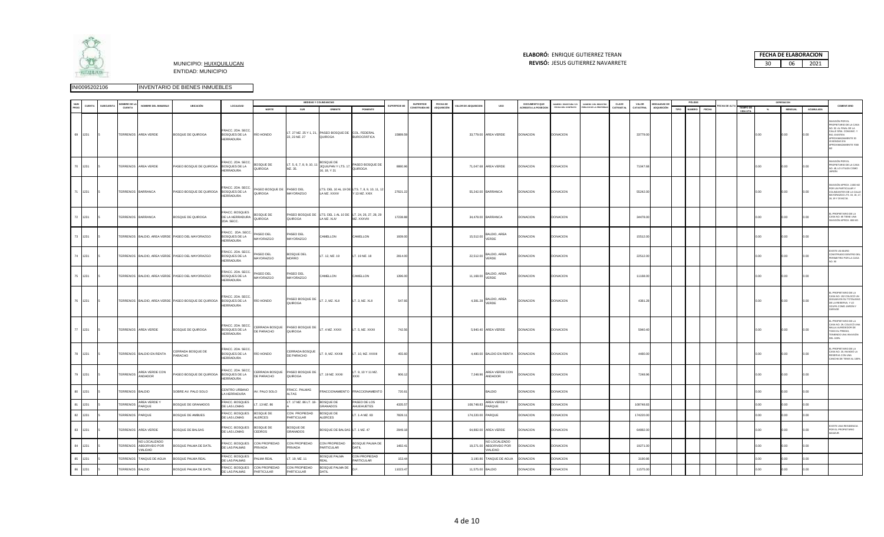MUNICIPIO: HUIXQUILUCAN

ENTIDAD: MUNICIPIO

ELABORÓ: ENRIQUE GUTIERREZ TERAN

REVISÓ: JESUS GUTIERREZ NAVARRETE

| FECHA DE ELABORACION | | |
|---|---|---|
| 30 | 06 | 2021 |

INI0095202106 INVENTARIO DE BIENES INMUEBLES

| NÚM PROG | CUENTA | SUBCUENTA | NOMBRE DE LA CUENTA | NOMBRE DEL INMUEBLE | UBICACIÓN | LOCALIDAD | MEDIDAS Y COLINDANCIAS | | | | SUPERFICIE M2 | SUPERFICIE CONSTRUIDA M2 | FECHA DE ADQUISICIÓN | VALOR DE ADQUISICIÓN | USO | DOCUMENTO QUE ACREDITA LA POSESIÓN | NÚMERO, ESCRITURA Y/O FECHA DEL CONTRATO | NÚMERO DEL REGISTRO PÚBLICO DE LA PROPIEDAD | CLAVE CATASTRAL | VALOR CATASTRAL | MODALIDAD DE ADQUISICIÓN | PÓLIZAS | | | FECHA DE ALTA | DEPRECIACIÓN | | | | COMENTARIO |
|---|---|---|---|---|---|---|---|---|---|---|---|---|---|---|---|---|---|---|---|---|---|---|---|---|---|---|---|---|---|---|
| | | | | | | | NORTE | SUR | ORIENTE | PONIENTE | | | | | | | | | | | | TIPO | NÚMERO | FECHA | | TIEMPO DE VIDA ÚTIL | % | MENSUAL | ACUMULADA | |
| 69 | 1231 | 5 | TERRENOS | AREA VERDE | BOSQUE DE QUIROGA | FRACC. 2DA. SECC. BOSQUES DE LA HERRADURA | RÍO HONDO | LT. 27 MZ. 25 Y L 21, 22, 23 MZ. 27 | PASEO BOSQUE DE QUIROGA | COL. FEDERAL BUROCRÁTICA | 15889.59 | | | 33,779.00 | AREA VERDE | DONACION | DONACION | | | 33779.00 | | | | | | | 0.00 | 0.00 | 0.00 | INVASIÓN POR EL PROPIETARIO DE LA CASA NO. 92 AL FINAL DE LA CALLE RÍNE, DOMINGO, Y RIO, EXISTEN APROXIMADAMENTE 30 VIVIENDAS EN APROXIMADAMENTE 7000 M2 |
| 70 | 1231 | 5 | TERRENOS | AREA VERDE | PASEO BOSQUE DE QUIROGA | FRACC. 2DA. SECC. BOSQUES DE LA HERRADURA | BOSQUE DE QUIROGA | LT. 5, 6, 7, 8, 9, 10, 11 MZ. 35. | BOSQUE DE JIQUILPAN Y LTS. 17, 16, 18, Y 21 | PASEO BOSQUE DE QUIROGA | 8880.96 | | | 71,047.68 | AREA VERDE | DONACION | DONACION | | | 71047.68 | | | | | | | 0.00 | 0.00 | 0.00 | INVASIÓN POR EL PROPIETARIO DE LA CASA NO. 48, LO UTILIZA COMO JARDÍN |
| 71 | 1231 | 5 | TERRENOS | BARRANCA | PASEO BOSQUE DE QUIROGA | FRACC. 2DA. SECC. BOSQUES DE LA HERRADURA | PASEO BOSQUE DE QUIROGA | PASEO DEL MAYORAZGO | LTS. DEL 10 AL 19 DE LA MZ. XXXIV | LTS. 7, 8, 9, 10, 11, 12 Y 13 MZ. XXIX | 27621.32 | | | 55,242.00 | BARRANCA | DONACION | DONACION | | | 55242.00 | | | | | | | 0.00 | 0.00 | 0.00 | INVASIÓN APROX. 2,660 M2 POR UN PARTICULAR Y COLINDANTES DE LA CALLE MAYORAZGO LTS. 15, 16, 17, 18, 19 Y 20 MZ.34. |
| 72 | 1231 | 5 | TERRENOS | BARRANCA | BOSQUE DE QUIROGA | FRACC. BOSQUES DE LA HERRADURA 2DA. SECC. | BOSQUE DE QUIROGA | PASEO BOSQUE DE QUIROGA | LTS. DEL 1 AL 10 DE LA MZ. XLIV | LT. 24, 26, 27, 28, 29 MZ. XXXVIII | 17239.88 | | | 34,478.00 | BARRANCA | DONACION | DONACION | | | 34478.00 | | | | | | | 0.00 | 0.00 | 0.00 | EL PROPIETARIO DE LA CASA NO. 86 TIENE UNA INVASIÓN APROX. 600 M2. |
| 73 | 1231 | 5 | TERRENOS | BALDIO, AREA VERDE | PASEO DEL MAYORAZGO | FRACC. 2DA. SECC. BOSQUES DE LA HERRADURA | PASEO DEL MAYORAZGO | PASEO DEL MAYORAZGO | CAMELLON | CAMELLON | 1939.00 | | | 15,512.00 | BALDIO, AREA VERDE | DONACION | DONACION | | | 15512.00 | | | | | | | 0.00 | 0.00 | 0.00 | |
| 74 | 1231 | 5 | TERRENOS | BALDIO, AREA VERDE | PASEO DEL MAYORAZGO | FRACC. 2DA. SECC. BOSQUES DE LA HERRADURA | PASEO DEL MAYORAZGO | BOSQUE DEL MORRO | LT. 12, MZ. 19 | LT. 19 MZ. 18 | 2814.00 | | | 22,512.00 | BALDIO, AREA VERDE | DONACION | DONACION | | | 22512.00 | | | | | | | 0.00 | 0.00 | 0.00 | EXISTE UN MURO CONSTRUIDO DENTRO DEL PERIMETRO POR LA CASA NO. 56 |
| 75 | 1231 | 5 | TERRENOS | BALDIO, AREA VERDE | PASEO DEL MAYORAZGO | FRACC. 2DA. SECC. BOSQUES DE LA HERRADURA | PASEO DEL MAYORAZGO | PASEO DEL MAYORAZGO | CAMELLON | CAMELLON | 1396.00 | | | 11,168.00 | BALDIO, AREA VERDE | DONACION | DONACION | | | 11168.00 | | | | | | | 0.00 | 0.00 | 0.00 | |
| 76 | 1231 | 5 | TERRENOS | BALDIO, AREA VERDE | PASEO BOSQUE DE QUIROGA | FRACC. 2DA. SECC. BOSQUES DE LA HERRADURA | RÍO HONDO | PASEO BOSQUE DE QUIROGA | LT. 2, MZ. XLII | LT. 3, MZ. XLII | 547.66 | | | 4,381.28 | BALDIO, AREA VERDE | DONACION | DONACION | | | 4381.28 | | | | | | | 0.00 | 0.00 | 0.00 | EL PROPIETARIO DE LA CASA NO. 182 COLOCÓ UN ZAGUAN EN SU TOTALIDAD DE LA RESERVA, Y LO OCUPA COMO JARDIN Y GARAGE |
| 77 | 1231 | 5 | TERRENOS | AREA VERDE | BOSQUE DE QUIROGA | FRACC. 2DA. SECC. BOSQUES DE LA HERRADURA | CERRADA BOSQUE DE PARACHO | PASEO BOSQUE DE QUIROGA | LT. 4 MZ. XXXII | LT. 5, MZ. XXXII | 742.56 | | | 5,940.40 | AREA VERDE | DONACION | DONACION | | | 5940.40 | | | | | | | 0.00 | 0.00 | 0.00 | EL PROPIETARIO DE LA CASA NO. 26 COLOCÓ UNA MALLA ALREDEDOR DE TODO EL PREDIO, TENIENDO UNA INVASIÓN DEL 100% |
| 78 | 1231 | 5 | TERRENOS | BALDIO EN RENTA | CERRADA BOSQUE DE PARACHO | FRACC. 2DA. SECC. BOSQUES DE LA HERRADURA | RÍO HONDO | CERRADA BOSQUE DE PARACHO | LT. 9, MZ. XXXIII | LT. 10, MZ. XXXIII | 455.60 | | | 4,480.00 | BALDIO EN RENTA | DONACION | DONACION | | | 4480.00 | | | | | | | 0.00 | 0.00 | 0.00 | EL PROPIETARIO DE LA CASA NO. 30, INVADIÓ LA RESERVA CON UNA CANCHA DE TENIS AL 100% |
| 79 | 1231 | 5 | TERRENOS | AREA VERDE CON ANDADOR | PASEO BOSQUE DE QUIROGA | FRACC. 2DA. SECC. BOSQUES DE LA HERRADURA | CERRADA BOSQUE DE PARACHO | PASEO BOSQUE DE QUIROGA | LT. 19 MZ. XXXII | LT. 9, 10 Y 11 MZ. XXXI | 906.12 | | | 7,248.96 | AREA VERDE CON ANDADOR | DONACION | DONACION | | | 7248.96 | | | | | | | 0.00 | 0.00 | 0.00 | |
| 80 | 1231 | 5 | TERRENOS | BALDIO | SOBRE AV. PALO SOLO | CENTRO URBANO LA HERRADURA | AV. PALO SOLO | FRACC. PALMAS ALTAS | FRACCIONAMIENTO | FRACCIONAMIENTO | 720.61 | | | | BALDIO | DONACION | DONACION | | | | | | | | | | 0.00 | 0.00 | 0.00 | |
| 81 | 1231 | 5 | TERRENOS | AREA VERDE Y PARQUE | BOSQUE DE GRANADOS | FRACC. BOSQUES DE LAS LOMAS | LT. 13 MZ. 86 | LT. 17 MZ. 86 LT. 18-A | BOSQUE DE GRANADOS | PASEO DE LOS AHUEHUETES | 4335.57 | | | 108,748.83 | AREA VERDE Y PARQUE | DONACION | DONACION | | | 108748.83 | | | | | | | 0.00 | 0.00 | 0.00 | |
| 82 | 1231 | 5 | TERRENOS | PARQUE | BOSQUE DE AMBUES | FRACC. BOSQUES DE LAS LOMAS | BOSQUE DE ALERCES | CON PROPIEDAD PARTICULAR | BOSQUE DE ALERCES | LT. 1-A MZ. 83 | 7828.11 | | | 174,220.00 | PARQUE | DONACION | DONACION | | | 174220.00 | | | | | | | 0.00 | 0.00 | 0.00 | |
| 83 | 1231 | 5 | TERRENOS | AREA VERDE | BOSQUE DE BALSAS | FRACC. BOSQUES DE LAS LOMAS | BOSQUE DE CEDROS | BOSQUE DE GRANADOS | BOSQUE DE BALSAS | LT. 1 MZ. 47 | 2949.18 | | | 64,882.00 | AREA VERDE | DONACION | DONACION | | | 64882.00 | | | | | | | 0.00 | 0.00 | 0.00 | EXISTE UNA RESIDENCIA POR EL PROPIETARIO MANZUR. |
| 84 | 1231 | 5 | TERRENOS | NO LOCALIZADO ABSORVIDO POR VIALIDAD | BOSQUE PALMA DE DATIL | FRACC. BOSQUES DE LAS PALMAS | CON PROPIEDAD PRIVADA | CON PROPIEDAD PRIVADA | CON PROPIEDAD PARTICULAR | BOSQUE PALMA DE DATIL | 1482.41 | | | 19,271.00 | NO LOCALIZADO ABSORVIDO POR VIALIDAD | DONACION | DONACION | | | 19271.00 | | | | | | | 0.00 | 0.00 | 0.00 | |
| 85 | 1231 | 5 | TERRENOS | TANQUE DE AGUA | BOSQUE PALMA REAL | FRACC. BOSQUES DE LAS PALMAS | PALMA REAL | LT. 19, MZ. 11 | BOSQUE PALMA REAL | CON PROPIEDAD PARTICULAR | 153.44 | | | 3,190.86 | TANQUE DE AGUA | DONACION | DONACION | | | 3190.86 | | | | | | | 0.00 | 0.00 | 0.00 | |
| 86 | 1231 | 5 | TERRENOS | BALDIO | BOSQUE PALMA DE DATIL | FRACC. BOSQUES DE LAS PALMAS | CON PROPIEDAD PARTICULAR | CON PROPIEDAD PARTICULAR | BOSQUE PALMA DE DATIL | C.F. | 11023.47 | | | 11,575.00 | BALDIO | DONACION | DONACION | | | 11575.00 | | | | | | | 0.00 | 0.00 | 0.00 | |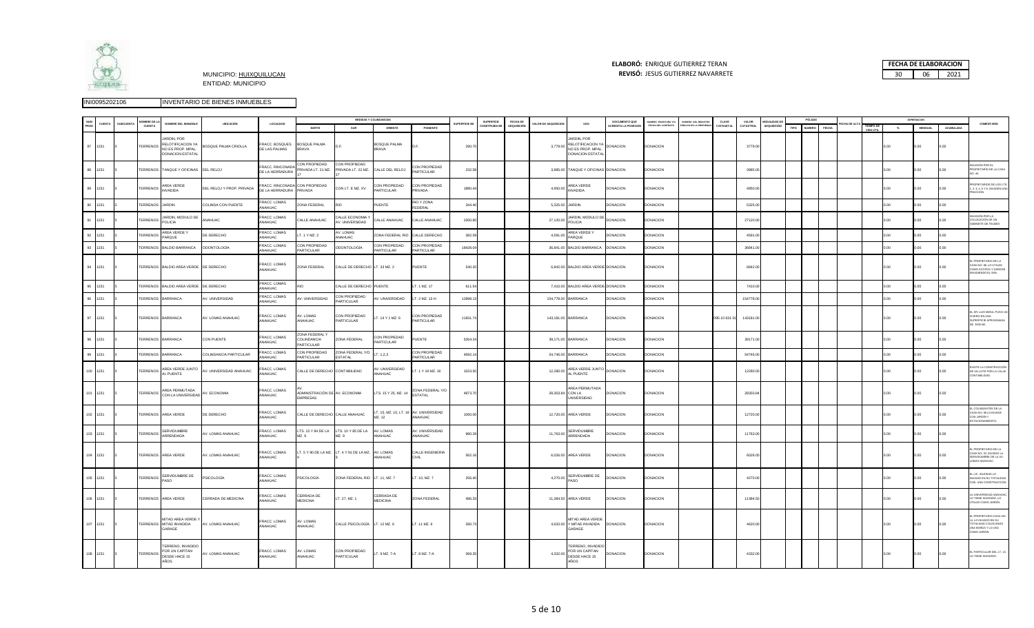MUNICIPIO: HUIXQUILUCAN
ENTIDAD: MUNICIPIO

**ELABORÓ:** ENRIQUE GUTIERREZ TERAN
**REVISÓ:** JESUS GUTIERREZ NAVARRETE

| FECHA DE ELABORACION | | |
|---|---|---|
| 30 | 06 | 2021 |

INI0095202106 INVENTARIO DE BIENES INMUEBLES

| NUM PROG | CUENTA | SUBCUENTA | NOMBRE DE LA CUENTA | NOMBRE DEL INMUEBLE | UBICACIÓN | LOCALIDAD | MEDIDAS Y COLINDANCIAS | | | | SUPERFICIE M2 | SUPERFICIE CONSTRUIDA M2 | FECHA DE ADQUISICION | VALOR DE ADQUISICION | USO | DOCUMENTO QUE ACREDITA LA POSESION | NUMERO, ESCRITURA Y/O FECHA DEL CONTRATO | NUMERO DEL REGISTRO PUBLICO DE LA PROPIEDAD | CLAVE CATASTRAL | VALOR CATASTRAL | MODALIDAD DE ADQUISICION | PÓLIZAS | | | FECHA DE ALTA | DEPRECIACION | | | | COMENTARIO |
|---|---|---|---|---|---|---|---|---|---|---|---|---|---|---|---|---|---|---|---|---|---|---|---|---|---|---|---|---|---|---|
| | | | | | | | NORTE | SUR | ORIENTE | PONIENTE | | | | | | | | | | | | TIPO | NUMERO | FECHA | | TIEMPO DE VIDA UTIL | % | MENSUAL | ACUMULADA | |
| 87 | 1231 | 5 | TERRENOS | JARDIN, POR RELOTIFICACION YA NO ES PROP. MPAL DONACION ESTATAL | BOSQUE PALMA CRIOLLA | FRACC. BOSQUES DE LAS PALMAS | BOSQUE PALMA BRAVA | D.F. | BOSQUE PALMA BRAVA | D.F. | 290.70 | | | 3,779.00 | JARDIN, POR RELOTIFICACION YA NO ES PROP. MPAL DONACION ESTATAL | DONACION | DONACION | | | 3779.00 | | | | | | | 0.00 | 0.00 | 0.00 | |
| 88 | 1231 | 5 | TERRENOS | TANQUE Y OFICINAS | DEL RELOJ | FRACC. RINCONADA DE LA HERRADURA | CON PROPIEDAD PRIVADA LT. 21 MZ. 17 | CON PROPIEDAD PRIVADA LT. 22 MZ. 17 | CALLE DEL RELOJ | CON PROPIEDAD PARTICULAR | 232.58 | | | 3,985.00 | TANQUE Y OFICINAS | DONACION | DONACION | | | 3985.00 | | | | | | | 0.00 | 0.00 | 0.00 | INVASIÓN POR EL PROPIETARIO DE LA CASA NO. 46 |
| 89 | 1231 | 5 | TERRENOS | AREA VERDE INVADIDA | DEL RELOJ Y PROP. PRIVADA | FRACC. RINCONADA DE LA HERRADURA | CON PROPIEDAD PRIVADA | CON LT. E MZ. XV | CON PROPIEDAD PARTICULAR | CON PROPIEDAD PRIVADA | 1880.44 | | | 4,950.00 | AREA VERDE INVADIDA | DONACION | DONACION | | | 4950.00 | | | | | | | 0.00 | 0.00 | 0.00 | PROPIETARIOS DE LOS LTS. 1, 2, 3, 4, 5 Y 6, INVADEN UNA FRACCIÓN. |
| 90 | 1231 | 5 | TERRENOS | JARDIN | COLINDA CON PUENTE | FRACC. LOMAS ANAHUAC | ZONA FEDERAL | RIO | PUENTE | RIO Y ZONA FEDERAL | 344.40 | | | 5,325.00 | JARDIN | DONACION | DONACION | | | 5325.00 | | | | | | | 0.00 | 0.00 | 0.00 | |
| 91 | 1231 | 5 | TERRENOS | JARDIN, MODULO DE POLICIA | ANAHUAC | FRACC. LOMAS ANAHUAC | CALLE ANAHUAC | CALLE ECONOMIA Y AV. UNIVERSIDAD | CALLE ANAHUAC | CALLE ANAHUAC | 2260.80 | | | 27,120.00 | JARDIN, MODULO DE POLICIA | DONACION | DONACION | | | 27120.00 | | | | | | | 0.00 | 0.00 | 0.00 | INVASIÓN POR LA COLOCACIÓN DE UN GABINETE DE TELMEX |
| 92 | 1231 | 5 | TERRENOS | AREA VERDE Y PARQUE | DE DERECHO | FRACC. LOMAS ANAHUAC | LT. 1 Y MZ. 2 | AV. LOMAS ANAHUAC | ZONA FEDERAL RIO | CALLE DERECHO | 382.59 | | | 4,591.00 | AREA VERDE Y PARQUE | DONACION | DONACION | | | 4591.00 | | | | | | | 0.00 | 0.00 | 0.00 | |
| 93 | 1231 | 5 | TERRENOS | BALDIO BARRANCA | ODONTOLOGÍA | FRACC. LOMAS ANAHUAC | CON PROPIEDAD PARTICULAR | ODONTOLOGIA | CON PROPIEDAD PARTICULAR | CON PROPIEDAD PARTICULAR | 18428.04 | | | 36,841.00 | BALDIO BARRANCA | DONACION | DONACION | | | 36841.00 | | | | | | | 0.00 | 0.00 | 0.00 | |
| 94 | 1231 | 5 | TERRENOS | BALDIO AREA VERDE | DE DERECHO | FRACC. LOMAS ANAHUAC | ZONA FEDERAL | CALLE DE DERECHO | LT. 33 MZ. 2 | PUENTE | 540.20 | | | 6,842.00 | BALDIO AREA VERDE | DONACION | DONACION | | | 6842.00 | | | | | | | 0.00 | 0.00 | 0.00 | EL PROPIETARIO DE LA CASA NO. 60, LO UTILIZA COMO ACCESO Y GARAGE INVADIENDO EL 50%. |
| 95 | 1231 | 5 | TERRENOS | BALDIO AREA VERDE | DE DERECHO | FRACC. LOMAS ANAHUAC | RIO | CALLE DE DERECHO | PUENTE | LT. 1 MZ. 17 | 611.54 | | | 7,410.00 | BALDIO AREA VERDE | DONACION | DONACION | | | 7410.00 | | | | | | | 0.00 | 0.00 | 0.00 | |
| 96 | 1231 | 5 | TERRENOS | BARRANCA | AV. UNIVERSIDAD | FRACC. LOMAS ANAHUAC | AV. UNIVERSIDAD | CON PROPIEDAD PARTICULAR | AV. UNIVERSIDAD | LT. 2 MZ. 13 H | 12898.13 | | | 154,778.00 | BARRANCA | DONACION | DONACION | | | 154778.00 | | | | | | | 0.00 | 0.00 | 0.00 | |
| 97 | 1231 | 5 | TERRENOS | BARRANCA | AV. LOMAS ANAHUAC | FRACC. LOMAS ANAHUAC | AV. LOMAS ANAHUAC | CON PROPIEDAD PARTICULAR | LT. 14 Y 1 MZ. 6 | CON PROPIEDAD PARTICULAR | 11931.74 | | | 143,181.00 | BARRANCA | DONACION | DONACION | | 095 10 631 01 | 143181.00 | | | | | | | 0.00 | 0.00 | 0.00 | EL SR. LUIS MESA, PUSO UN VIVERO EN UNA SUPERFICIE APROXIMADA DE 2000 M2. |
| 98 | 1231 | 5 | TERRENOS | BARRANCA | CON PUENTE | FRACC. LOMAS ANAHUAC | ZONA FEDERAL Y COLINDANCIA PARTICULAR | ZONA FEDERAL | CON PROPIEDAD PARTICULAR | PUENTE | 5264.24 | | | 39,171.00 | BARRANCA | DONACION | DONACION | | | 39171.00 | | | | | | | 0.00 | 0.00 | 0.00 | |
| 99 | 1231 | 5 | TERRENOS | BARRANCA | COLINDANCIA PARTICULAR | FRACC. LOMAS ANAHUAC | CON PROPIEDAD PARTICULAR | ZONA FEDERAL Y/O ESTATAL | LT. 1,2,3 | CON PROPIEDAD PARTICULAR | 4592.14 | | | 54,746.00 | BARRANCA | DONACION | DONACION | | | 54746.00 | | | | | | | 0.00 | 0.00 | 0.00 | |
| 100 | 1231 | 5 | TERRENOS | AREA VERDE JUNTO AL PUENTE | AV. UNIVERSIDAD ANAHUAC | FRACC. LOMAS ANAHUAC | CALLE DE DERECHO | CONTABILIDAD | AV. UNIVERSIDAD ANAHUAC | LT. 1 Y 19 MZ. 16 | 1023.50 | | | 12,290.00 | AREA VERDE JUNTO AL PUENTE | DONACION | DONACION | | | 12290.00 | | | | | | | 0.00 | 0.00 | 0.00 | EXISTE LA CONSTRUCCIÓN DE UN LOTE POR LA CALLE CONTABILIDAD. |
| 101 | 1231 | 5 | TERRENOS | AREA PERMUTADA CON LA UNIVERSIDAD | AV. ECONOMIA | FRACC. LOMAS ANAHUAC | AV. ADMINISTRACIÓN DE EMPRESAS | AV. ECONOMIA | LTS. 15 Y 25, MZ. 14 | ZONA FEDERAL Y/O ESTATAL | 4873.70 | | | 28,303.84 | AREA PERMUTADA CON LA UNIVERSIDAD | DONACION | DONACION | | | 28303.84 | | | | | | | 0.00 | 0.00 | 0.00 | |
| 102 | 1231 | 5 | TERRENOS | AREA VERDE | DE DERECHO | FRACC. LOMAS ANAHUAC | CALLE DE DERECHO | CALLE ANAHUAC | LT. 15, MZ. 10, LT. 16 MZ. 12 | AV. UNIVERSIDAD ANAHUAC | 1060.00 | | | 12,720.00 | AREA VERDE | DONACION | DONACION | | | 12720.00 | | | | | | | 0.00 | 0.00 | 0.00 | EL COLINDANTES DE LA CASA NO. 88 LO INVADE CON JARDIN Y ESTACIONAMIENTO. |
| 103 | 1231 | 5 | TERRENOS | SERVIDUMBRE ARRENDADA | AV. LOMAS ANAHUAC | FRACC. LOMAS ANAHUAC | LTS. 13 Y 84 DE LA MZ. 9 | LTS. 10 Y 85 DE LA MZ. 9 | AV. LOMAS ANAHUAC | AV. UNIVERSIDAD ANAHUAC | 980.29 | | | 11,763.00 | SERVIDUMBRE ARRENDADA | DONACION | DONACION | | | 11763.00 | | | | | | | 0.00 | 0.00 | 0.00 | |
| 104 | 1231 | 5 | TERRENOS | AREA VERDE | AV. LOMAS ANAHUAC | FRACC. LOMAS ANAHUAC | LT. 5 Y 90 DE LA MZ. 9 | LT. 4 Y 91 DE LA MZ. 9 | AV. LOMAS ANAHUAC | CALLE INGENIERIA CIVIL | 502.16 | | | 6,026.00 | AREA VERDE | DONACION | DONACION | | | 6026.00 | | | | | | | 0.00 | 0.00 | 0.00 | EL PROPIETARIO DE LA CASA NO. 20, INVADIÓ LA SERVIDUMBRE DE LA AV. LOMAS ANAHUAC. |
| 105 | 1231 | 5 | TERRENOS | SERVIDUMBRE DE PASO | PSICOLOGÍA | FRACC. LOMAS ANAHUAC | PSICOLOGÍA | ZONA FEDERAL RIO | LT. 11, MZ. 7 | LT. 10, MZ. 7 | 356.40 | | | 4,270.00 | SERVIDUMBRE DE PASO | DONACION | DONACION | | | 4270.00 | | | | | | | 0.00 | 0.00 | 0.00 | EL LIC. IGLESIAS LO INVADIÓ EN SU TOTALIDAD CON UNA CONSTRUCCIÓN. |
| 106 | 1231 | 5 | TERRENOS | AREA VERDE | CERRADA DE MEDICINA | FRACC. LOMAS ANAHUAC | CERRADA DE MEDICINA | LT. 27, MZ. 1 | CERRADA DE MEDICINA | ZONA FEDERAL | 486.33 | | | 11,384.50 | AREA VERDE | DONACION | DONACION | | | 11384.50 | | | | | | | 0.00 | 0.00 | 0.00 | LA UNIVERSIDAD ANAHUAC LO TIENE INVADIDO, LO UTILIZA COMO JARDIN. |
| 107 | 1231 | 5 | TERRENOS | MITAD AREA VERDE Y MITAD INVADIDA GARAGE | AV. LOMAS ANAHUAC | FRACC. LOMAS ANAHUAC | AV. LOMAS ANAHUAC | CALLE PSICOLOGIA | LT. 12 MZ. 6 | LT. 11 MZ. 6 | 280.73 | | | 4,620.00 | MITAD AREA VERDE Y MITAD INVADIDA GARAGE | DONACION | DONACION | | | 4620.00 | | | | | | | 0.00 | 0.00 | 0.00 | EL PROPIETARIO CASA NO. 16, LO INVADIÓ EN SU TOTALIDAD COLOCANDO UNA BARDA Y LO USA COMO JARDIN. |
| 108 | 1231 | 5 | TERRENOS | TERRENO, INVADIDO POR UN CAPITAN DESDE HACE 15 AÑOS | AV. LOMAS ANAHUAC | FRACC. LOMAS ANAHUAC | AV. LOMAS ANAHUAC | CON PROPIEDAD PARTICULAR | LT. 8 MZ. 7-A | LT. 8 MZ. 7-A | 369.35 | | | 4,332.00 | TERRENO, INVADIDO POR UN CAPITAN DESDE HACE 15 AÑOS | DONACION | DONACION | | | 4332.00 | | | | | | | 0.00 | 0.00 | 0.00 | EL PARTICULAR DEL LT. 13 LO TIENE INVADIDO. |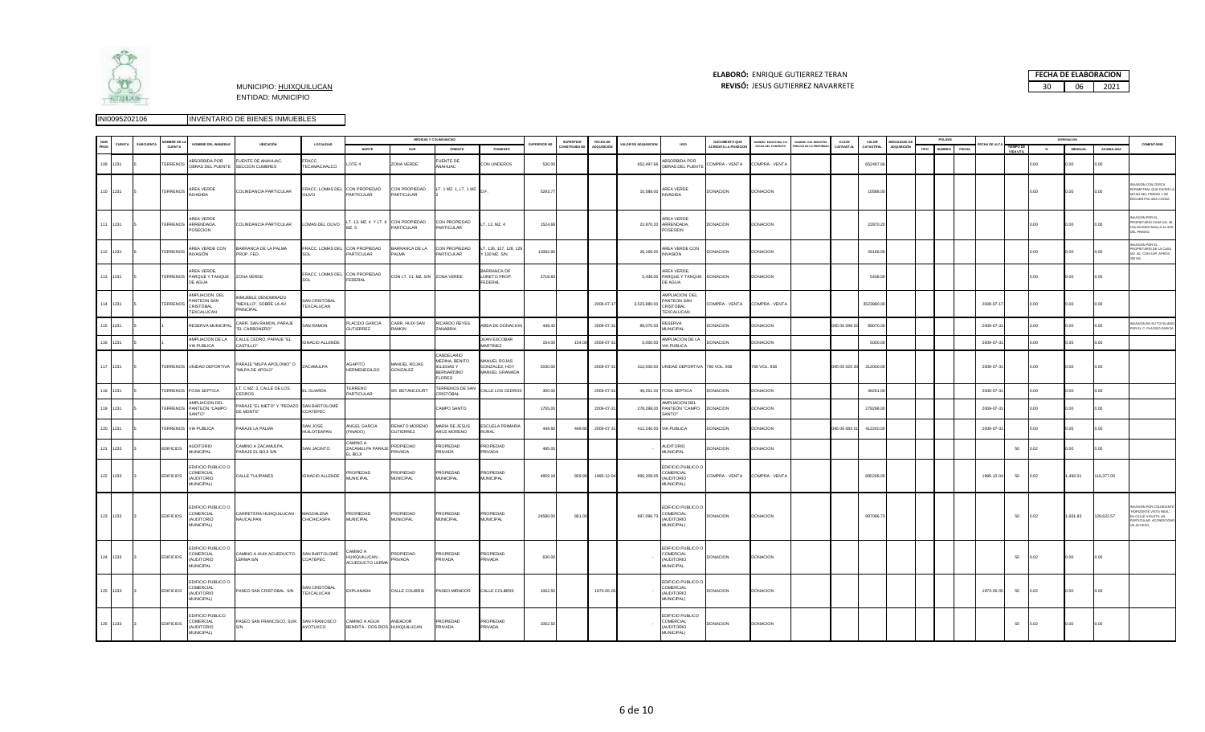MUNICIPIO: HUIXQUILUCAN
ENTIDAD: MUNICIPIO

**ELABORÓ:** ENRIQUE GUTIERREZ TERAN
**REVISÓ:** JESUS GUTIERREZ NAVARRETE

| FECHA DE ELABORACION | | |
|---|---|---|
| 30 | 06 | 2021 |

INI0095202106 INVENTARIO DE BIENES INMUEBLES

| NUM PROG | CUENTA | SUBCUENTA | NOMBRE DE LA CUENTA | NOMBRE DEL INMUEBLE | UBICACIÓN | LOCALIDAD | MEDIDAS Y COLINDANCIAS NORTE | SUR | ORIENTE | PONIENTE | SUPERFICIE M2 | SUPERFICIE CONSTRUIDA M2 | FECHA DE ADQUISICIÓN | VALOR DE ADQUISICIÓN | USO | DOCUMENTO QUE ACREDITA LA POSESIÓN | NUMERO ESCRITURA Y/O FECHA DEL CONTRATO | NUMERO DEL REGISTRO PÚBLICO DE LA PROPIEDAD | CLAVE CATASTRAL | VALOR CATASTRAL | MODALIDAD DE ADQUISICIÓN | PÓLIZAS TIPO | NUMERO | FECHA | FECHA DE ALTA | DEPRECIACIÓN TIEMPO DE VIDA UTIL | % | MENSUAL | ACUMULADA | COMENTARIO |
|---|---|---|---|---|---|---|---|---|---|---|---|---|---|---|---|---|---|---|---|---|---|---|---|---|---|---|---|---|---|---|
| 109 | 1231 | 5 | TERRENOS | ABSORBIDA POR OBRAS DEL PUENTE | FUENTE DE ANAHUAC, SECCION CUMBRES | FRACC. TECAMACHALCO | LOTE 4 | ZONA VERDE | FUENTE DE ANAHUAC | CON LINDEROS | 530.00 | | | 652,497.66 | ABSORBIDA POR OBRAS DEL PUENTE | COMPRA - VENTA | COMPRA - VENTA | | | 652497.66 | | | | | | | 0.00 | 0.00 | 0.00 | |
| 110 | 1231 | 5 | TERRENOS | AREA VERDE INVADIDA | COLINDANCIA PARTICULAR | FRACC. LOMAS DEL OLIVO | CON PROPIEDAD PARTICULAR | CON PROPIEDAD PARTICULAR | LT. 1 MZ. 1, LT. 1 MZ. 2 | D.F. | 5293.77 | | | 10,588.00 | AREA VERDE INVADIDA | DONACION | DONACION | | | 10588.00 | | | | | | | 0.00 | 0.00 | 0.00 | INVASIÓN CON CERCA PERIMETRAL QUE DIVIDE LA MITAD DEL PREDIO Y SE ENCUENTRA UNA CHOZA |
| 111 | 1231 | 5 | TERRENOS | AREA VERDE ARRENDADA, POSECION | COLINDANCIA PARTICULAR | LOMAS DEL OLIVO | LT. 13, MZ. 4 Y LT. 6 MZ. 5 | CON PROPIEDAD PARTICULAR | CON PROPIEDAD PARTICULAR | LT. 12, MZ. 4 | 1524.68 | | | 22,870.20 | AREA VERDE ARRENDADA, POSESION | DONACION | DONACION | | | 22870.20 | | | | | | | 0.00 | 0.00 | 0.00 | INVASIÓN POR EL PROPIETARIO CASA NO. 36 COLOCANDO MALLA AL 50% DEL PREDIO. |
| 112 | 1231 | 5 | TERRENOS | AREA VERDE CON INVASIÓN | BARRANCA DE LA PALMA PROP. FED. | FRACC. LOMAS DEL SOL | CON PROPIEDAD PARTICULAR | BARRANCA DE LA PALMA | CON PROPIEDAD PARTICULAR | LT. 126, 127, 128, 129 Y 130 MZ. S/N | 13082.90 | | | 26,166.00 | AREA VERDE CON INVASIÓN | DONACION | DONACION | | | 26166.00 | | | | | | | 0.00 | 0.00 | 0.00 | INVASIÓN POR EL PROPIETARIO DE LA CASA NO. 46, CON SUP. APROX. 250 M2. |
| 113 | 1231 | 5 | TERRENOS | AREA VERDE, PARQUE Y TANQUE DE AGUA | ZONA VERDE | FRACC. LOMAS DEL SOL | CON PROPIEDAD FEDERAL | CON LT. 21, MZ. S/N | ZONA VERDE | BARRANCA DE LORETO PROP. FEDERAL | 2719.63 | | | 5,438.00 | AREA VERDE, PARQUE Y TANQUE DE AGUA | DONACION | DONACION | | | 5438.00 | | | | | | | 0.00 | 0.00 | 0.00 | |
| 114 | 1231 | 5 | TERRENOS | AMPLIACION DEL PANTEON SAN CRISTÓBAL TEXCALUCAN | INMUEBLE DENOMINADO "MEXILLO", SOBRE LA AV. PRINCIPAL | SAN CRISTÓBAL TEXCALUCAN | | | | | | | 2008-07-17 | 3,523,880.00 | AMPLIACION DEL PANTEON SAN CRISTÓBAL TEXCALUCAN | COMPRA - VENTA | COMPRA - VENTA | | | 3523880.00 | | | | | 2008-07-17 | | 0.00 | 0.00 | 0.00 | |
| 115 | 1231 | 5 | 1 | RESERVA MUNICIPAL | CARR. SAN RAMON, PARAJE "EL CARBONERO" | SAN RAMON | PLACIDO GARCIA GUTIERREZ | CARR. HUIX-SAN RAMON | RICARDO REYES ZANABRIA | AREA DE DONACION | 449.42 | | 2009-07-31 | 89,070.00 | RESERVA MUNICIPAL | DONACION | DONACION | | 095 06 098 22 | 89070.00 | | | | | 2009-07-31 | | 0.00 | 0.00 | 0.00 | INVASION EN SU TOTALIDAD POR EL C. PLACIDO GARCIA |
| 116 | 1231 | 5 | 1 | AMPLIACION DE LA VIA PUBLICA | CALLE CEDRO, PARAJE "EL CASTILLO" | IGNACIO ALLENDE | | | | JUAN ESCOBAR MARTINEZ | 154.00 | 154.00 | 2009-07-31 | 5,000.00 | AMPLIACION DE LA VIA PUBLICA | DONACION | DONACION | | | 5000.00 | | | | | 2009-07-31 | | 0.00 | 0.00 | 0.00 | |
| 117 | 1231 | 5 | TERRENOS | UNIDAD DEPORTIVA | PARAJE "MILPA APOLONIO" O "MILPA DE APOLO" | ZACAMULPA | AGAPITO HERMENEGILDO | MANUEL ROJAS GONZALEZ | CANDELARIO MEDINA, BENITO IGLESIAS Y BERNARDINO FLORES | MANUEL ROJAS GONZALEZ, HOY MANUEL GRANADA | 2030.00 | | 2009-07-31 | 312,000.00 | UNIDAD DEPORTIVA | 766 VOL. 936 | 766 VOL. 936 | | 095 05 025 20 | 312000.00 | | | | | 2009-07-31 | | 0.00 | 0.00 | 0.00 | |
| 118 | 1231 | 5 | TERRENOS | FOSA SEPTICA | LT. C MZ. 3, CALLE DE LOS CEDROS | EL GUARDA | TERRENO PARTICULAR | SR. BETANCOURT | TERRENOS DE SAN CRISTOBAL | CALLE LOS CEDROS | 300.00 | | 2009-07-31 | 49,251.00 | FOSA SEPTICA | DONACION | DONACION | | | 49251.00 | | | | | 2009-07-31 | | 0.00 | 0.00 | 0.00 | |
| 119 | 1231 | 5 | TERRENOS | AMPLIACION DEL PANTEÓN "CAMPO SANTO" | PARAJE "EL NIETO" Y "PEDAZO DE MONTE" | SAN BARTOLOMÉ COATEPEC | | | CAMPO SANTO | | 1755.00 | | 2009-07-31 | 278,298.00 | AMPLIACION DEL PANTEÓN "CAMPO SANTO" | DONACION | DONACION | | | 278298.00 | | | | | 2009-07-31 | | 0.00 | 0.00 | 0.00 | |
| 120 | 1231 | 5 | TERRENOS | VIA PUBLICA | PARAJE LA PALMA | SAN JOSÉ HUILOTEAPAN | ANGEL GARCIA (FINADO) | RENATO MORENO GUTIERREZ | MARIA DE JESUS ARCE MORENO. | ESCUELA PRIMARIA RURAL | 449.92 | 449.92 | 2009-07-31 | 412,240.00 | VIA PUBLICA | DONACION | DONACION | | 095 06 083 31 | 412240.00 | | | | | 2009-07-31 | | 0.00 | 0.00 | 0.00 | |
| 121 | 1233 | 3 | EDIFICIOS | AUDITORIO MUNICIPAL | CAMINO A ZACAMULPA, PARAJE EL BOJI S/N | SAN JACINTO | CAMINO A ZACAMULPA PARAJE EL BOJI | PROPIEDAD PRIVADA | PROPIEDAD PRIVADA | PROPIEDAD PRIVADA | 495.00 | | | - | AUDITORIO MUNICIPAL | DONACION | DONACION | | | | | | | | | 50 | 0.02 | 0.00 | 0.00 | |
| 122 | 1233 | 3 | EDIFICIOS | EDIFICIO PUBLICO O COMERCIAL (AUDITORIO MUNICIPAL) | CALLE TULIPANES | IGNACIO ALLENDE | PROPIEDAD MUNICIPAL | PROPIEDAD MUNICIPAL | PROPIEDAD MUNICIPAL | PROPIEDAD MUNICIPAL | 4859.18 | 859.95 | 1995-12-04 | 895,208.05 | EDIFICIO PUBLICO O COMERCIAL (AUDITORIO MUNICIPAL) | COMPRA - VENTA | COMPRA - VENTA | | | 895208.05 | | | | | 1995-12-04 | 50 | 0.02 | 1,492.01 | 116,377.05 | |
| 123 | 1233 | 3 | EDIFICIOS | EDIFICIO PUBLICO O COMERCIAL (AUDITORIO MUNICIPAL) | CARRETERA HUIXQUILUCAN - NAUCALPAN | MAGDALENA CHICHICASPA | PROPIEDAD MUNICIPAL | PROPIEDAD MUNICIPAL | PROPIEDAD MUNICIPAL | PROPIEDAD MUNICIPAL | 24580.00 | 861.00 | | 997,096.73 | EDIFICIO PUBLICO O COMERCIAL (AUDITORIO MUNICIPAL) | DONACION | DONACION | | | 997096.73 | | | | | | 50 | 0.02 | 1,661.83 | 129,622.57 | INVASIÓN POR COLINDANTE "HORIZONTE VISTA REAL" EN CALLE VIOLETA UN PARTICULAR ACONDICIONÓ UN ACCESO. |
| 124 | 1233 | 3 | EDIFICIOS | EDIFICIO PUBLICO O COMERCIAL (AUDITORIO MUNICIPAL | CAMINO A HUIX ACUEDUCTO LERMA S/N | SAN BARTOLOMÉ COATEPEC | CAMINO A HUIXQUILUCAN - ACUEDUCTO LERMA | PROPIEDAD PRIVADA | PROPIEDAD PRIVADA | PROPIEDAD PRIVADA | 630.00 | | | - | EDIFICIO PUBLICO O COMERCIAL (AUDITORIO MUNICIPAL | DONACION | DONACION | | | | | | | | | 50 | 0.02 | 0.00 | 0.00 | |
| 125 | 1233 | 3 | EDIFICIOS | EDIFICIO PUBLICO O COMERCIAL (AUDITORIO MUNICIPAL) | PASEO SAN CRISTÓBAL S/N | SAN CRISTÓBAL TEXCALUCAN | EXPLANADA | CALLE COLIBRIS | PASEO MIRADOR | CALLE COLIBRIS | 1062.50 | | 1973-05-05 | - | EDIFICIO PUBLICO O COMERCIAL (AUDITORIO MUNICIPAL) | DONACION | DONACION | | | | | | | | 1973-05-05 | 50 | 0.02 | 0.00 | 0.00 | |
| 126 | 1233 | 3 | EDIFICIOS | EDIFICIO PUBLICO COMERCIAL (AUDITORIO MUNICIPAL) | PASEO SAN FRANCISCO, SUR. S/N | SAN FRANCISCO AYOTUXCO | CAMINO A AGUA BENDITA - DOS RIOS | ANDADOR HUIXQUILUCAN | PROPIEDAD PRIVADA | PROPIEDAD PRIVADA | 1062.50 | | | - | EDIFICIO PUBLICO COMERCIAL (AUDITORIO MUNICIPAL) | DONACION | DONACION | | | | | | | | | 50 | 0.02 | 0.00 | 0.00 | |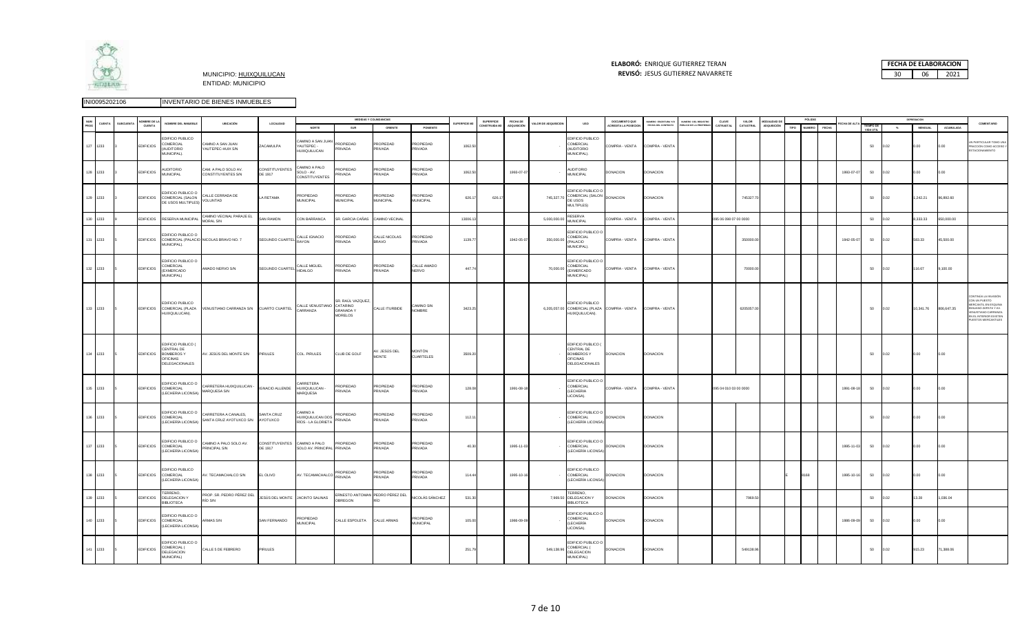MUNICIPIO: HUIXQUILUCAN
ENTIDAD: MUNICIPIO

**ELABORÓ:** ENRIQUE GUTIERREZ TERAN
**REVISÓ:** JESUS GUTIERREZ NAVARRETE

| FECHA DE ELABORACION | | |
|---|---|---|
| 30 | 06 | 2021 |

INI0095202106 INVENTARIO DE BIENES INMUEBLES

| NUM PROG | CUENTA | SUBCUENTA | NOMBRE DE LA CUENTA | NOMBRE DEL INMUEBLE | UBICACIÓN | LOCALIDAD | MEDIDAS Y COLINDANCIAS NORTE | SUR | ORIENTE | PONIENTE | SUPERFICIE M2 | SUPERFICIE CONSTRUIDA M2 | FECHA DE ADQUISICION | VALOR DE ADQUISICION | USO | DOCUMENTO QUE ACREDITA LA POSESION | NUMERO, ESCRITURA Y/O FECHA DEL CONTRATO | NUMERO DEL REGISTRO PÚBLICO DE LA PROPIEDAD | CLAVE CATRASTAL | VALOR CATASTRAL | MODALIDAD DE ADQUISICION | PÓLIZAS TIPO | NUMERO | FECHA | FECHA DE ALTA | DEPRECIACION TIEMPO DE VIDA UTIL | % | MENSUAL | ACUMULADA | COMENTARIO |
|---|---|---|---|---|---|---|---|---|---|---|---|---|---|---|---|---|---|---|---|---|---|---|---|---|---|---|---|---|---|---|
| 127 | 1233 | 3 | EDIFICIOS | EDIFICIO PUBLICO COMERCIAL (AUDITORIO MUNICIPAL) | CAMINO A SAN JUAN YAUTEPEC-HUIX S/N | ZACAMULPA | CAMINO A SAN JUAN YAUTEPEC - HUIXQUILUCAN | PROPIEDAD PRIVADA | PROPIEDAD PRIVADA | PROPIEDAD PRIVADA | 1062.50 | | | - | EDIFICIO PUBLICO COMERCIAL (AUDITORIO MUNICIPAL) | COMPRA - VENTA | COMPRA - VENTA | | | | | | | | | 50 | 0.02 | 0.00 | 0.00 | UN PARTICULAR TOMO UNA FRACCION COMO ACCESO Y ESTACIONAMIENTO |
| 128 | 1233 | 3 | EDIFICIOS | AUDITORIO MUNICIPAL | CAM. A PALO SOLO AV. CONSTITUYENTES S/N | CONSTITUYENTES DE 1917 | CAMINO A PALO SOLO - AV. CONSTITUYENTES | PROPIEDAD PRIVADA | PROPIEDAD PRIVADA | PROPIEDAD PRIVADA | 1062.50 | | 1993-07-07 | - | AUDITORIO MUNICIPAL | DONACION | DONACION | | | | | | | | 1993-07-07 | 50 | 0.02 | 0.00 | 0.00 | |
| 129 | 1233 | 3 | EDIFICIOS | EDIFICIO PUBLICO O COMERCIAL (SALON DE USOS MULTIPLES) | CALLE CERRADA DE VOLUNTAD | LA RETAMA | PROPIEDAD MUNICIPAL | PROPIEDAD MUNICIPAL | PROPIEDAD MUNICIPAL | PROPIEDAD MUNICIPAL | 626.17 | 626.17 | | 745,327.70 | EDIFICIO PUBLICO O COMERCIAL (SALON DE USOS MULTIPLES) | DONACION | DONACION | | | 745327.70 | | | | | | 50 | 0.02 | 1,242.21 | 96,892.80 | |
| 130 | 1233 | 9 | EDIFICIOS | RESERVA MUNICIPAL | CAMINO VECINAL PARAJE EL MORAL S/N | SAN RAMON | CON BARRANCA | SR. GARCIA CAÑAS | CAMINO VECINAL | | 13006.13 | | | 5,000,000.00 | RESERVA MUNICIPAL | COMPRA - VENTA | COMPRA - VENTA | | 095 06 098 07 00 0000 | | | | | | | 50 | 0.02 | 8,333.33 | 650,000.00 | |
| 131 | 1233 | 5 | EDIFICIOS | EDIFICIO PUBLICO O COMERCIAL (PALACIO MUNICIPAL) | NICOLAS BRAVO NO. 7 | SEGUNDO CUARTEL | CALLE IGNACIO RAYON | PROPIEDAD PRIVADA | CALLE NICOLAS BRAVO | PROPIEDAD PRIVADA | 1139.77 | | 1942-05-07 | 350,000.00 | EDIFICIO PUBLICO O COMERCIAL (PALACIO MUNICIPAL) | COMPRA - VENTA | COMPRA - VENTA | | | 350000.00 | | | | | 1942-05-07 | 50 | 0.02 | 583.33 | 45,500.00 | |
| 132 | 1233 | 5 | EDIFICIOS | EDIFICIO PUBLICO O COMERCIAL (EXMERCADO MUNICIPAL) | AMADO NERVO S/N | SEGUNDO CUARTEL | CALLE MIGUEL HIDALGO | PROPIEDAD PRIVADA | PROPIEDAD PRIVADA | CALLE AMADO NERVO | 447.74 | | | 70,000.00 | EDIFICIO PUBLICO O COMERCIAL (EXMERCADO MUNICIPAL) | COMPRA - VENTA | COMPRA - VENTA | | | 70000.00 | | | | | | 50 | 0.02 | 116.67 | 9,100.00 | |
| 133 | 1233 | 5 | EDIFICIOS | EDIFICIO PUBLICO COMERCIAL (PLAZA HUIXQUILUCAN). | VENUSTIANO CARRANZA S/N | CUARTO CUARTEL | CALLE VENUSTIANO CARRANZA | SR. RAÚL VAZQUEZ, CATARINO GRANADA Y MORELOS | CALLE ITURBIDE | CAMINO SIN NOMBRE | 3423.35 | | | 6,205,057.00 | EDIFICIO PUBLICO COMERCIAL (PLAZA HUIXQUILUCAN). | COMPRA - VENTA | COMPRA - VENTA | | | 6205057.00 | | | | | | 50 | 0.02 | 10,341.76 | 806,657.35 | CONTINÚA LA INVASIÓN CON UN PUESTO MERCANTIL EN ESQUINA ITURBIDE ZAPATA Y AV. VENUSTIANO CARRANZA, EN EL INTERIOR EXISTEN PUESTOS MERCANTILES |
| 134 | 1233 | 5 | EDIFICIOS | EDIFICIO PUBLICO ( CENTRAL DE BOMBEROS Y OFICINAS DELEGACIONALES | AV. JESÚS DEL MONTE S/N | PIRULES | COL. PIRULES | CLUB DE GOLF | AV. JESÚS DEL MONTE | MONTÓN CUARTELES | 3939.20 | | | - | EDIFICIO PUBLICO ( CENTRAL DE BOMBEROS Y OFICINAS DELEGACIONALES | DONACION | DONACION | | | | | | | | | 50 | 0.02 | 0.00 | 0.00 | |
| 135 | 1233 | 5 | EDIFICIOS | EDIFICIO PUBLICO O COMERCIAL (LECHERIA LICONSA). | CARRETERA HUIXQUILUCAN - MARQUESA S/N | IGNACIO ALLENDE | CARRETERA HUIXQUILUCAN - MARQUESA | PROPIEDAD PRIVADA | PROPIEDAD PRIVADA | PROPIEDAD PRIVADA | 128.08 | | 1991-08-18 | - | EDIFICIO PUBLICO O COMERCIAL (LECHERIA LICONSA). | COMPRA - VENTA | COMPRA - VENTA | | 095 04 010 03 00 0000 | | | | | | 1991-08-18 | 50 | 0.02 | 0.00 | 0.00 | |
| 136 | 1233 | 5 | EDIFICIOS | EDIFICIO PUBLICO O COMERCIAL (LECHERÍA LICONSA) | CARRETERA A CANALES, SANTA CRUZ AYOTUXCO S/N | SANTA CRUZ AYOTUXCO | CAMINO A HUIXQUILUCAN DOS RÍOS - LA GLORIETA | PROPIEDAD PRIVADA | PROPIEDAD PRIVADA | PROPIEDAD PRIVADA | 112.11 | | | - | EDIFICIO PUBLICO O COMERCIAL (LECHERÍA LICONSA) | DONACION | DONACION | | | | | | | | | 50 | 0.02 | 0.00 | 0.00 | |
| 137 | 1233 | 5 | EDIFICIOS | EDIFICIO PUBLICO O COMERCIAL (LECHERÍA LICONSA) | CAMINO A PALO SOLO AV. PRINCIPAL S/N | CONSTITUYENTES DE 1917 | CAMINO A PALO SOLO AV. PRINCIPAL | PROPIEDAD PRIVADA | PROPIEDAD PRIVADA | PROPIEDAD PRIVADA | 40.30 | | 1995-11-03 | - | EDIFICIO PUBLICO O COMERCIAL (LECHERÍA LICONSA) | DONACION | DONACION | | | | | | | | 1995-11-03 | 50 | 0.02 | 0.00 | 0.00 | |
| 138 | 1233 | 5 | EDIFICIOS | EDIFICIO PUBLICO COMERCIAL (LECHERÍA LICONSA) | AV. TECAMACHALCO S/N | EL OLIVO | AV. TECAMACHALCO | PROPIEDAD PRIVADA | PROPIEDAD PRIVADA | PROPIEDAD PRIVADA | 114.44 | | 1995-10-16 | - | EDIFICIO PUBLICO. COMERCIAL (LECHERÍA LICONSA) | DONACION | DONACION | | | | | E | 8168 | | 1995-10-16 | 50 | 0.02 | 0.00 | 0.00 | |
| 139 | 1233 | 5 | EDIFICIOS | TERRENO, DELEGACIÓN Y BIBLIOTECA | PROP. SR. PEDRO PÉREZ DEL RÍO S/N. | JESÚS DEL MONTE | JACINTO SALINAS | ERNESTO ANTOMAN OBREGON | PEDRO PÉREZ DEL RÍO | NICOLAS SÁNCHEZ | 531.30 | | | 7,969.50 | TERRENO, DELEGACION Y BIBLIOTECA | DONACION | DONACION | | | 7969.50 | | | | | | 50 | 0.02 | 13.28 | 1,036.04 | |
| 140 | 1233 | 5 | EDIFICIOS | EDIFICIO PUBLICO O COMERCIAL (LECHERÍA LICONSA). | ARMAS S/N | SAN FERNANDO | PROPIEDAD MUNICIPAL | CALLE ESPOLETA | CALLE ARMAS | PROPIEDAD MUNICIPAL | 105.00 | | 1986-09-09 | - | EDIFICIO PUBLICO O COMERCIAL (LECHERÍA LICONSA). | DONACION | DONACION | | | | | | | | 1986-09-09 | 50 | 0.02 | 0.00 | 0.00 | |
| 141 | 1233 | 5 | EDIFICIOS | EDIFICIO PUBLICO O COMERCIAL ( DELEGACION MUNICIPAL) | CALLE 5 DE FEBRERO | PIRULES | | | | | 251.79 | | | 549,138.96 | EDIFICIO PUBLICO O COMERCIAL ( DELEGACION MUNICIPAL) | DONACION | DONACION | | | 549138.96 | | | | | | 50 | 0.02 | 915.23 | 71,388.06 | |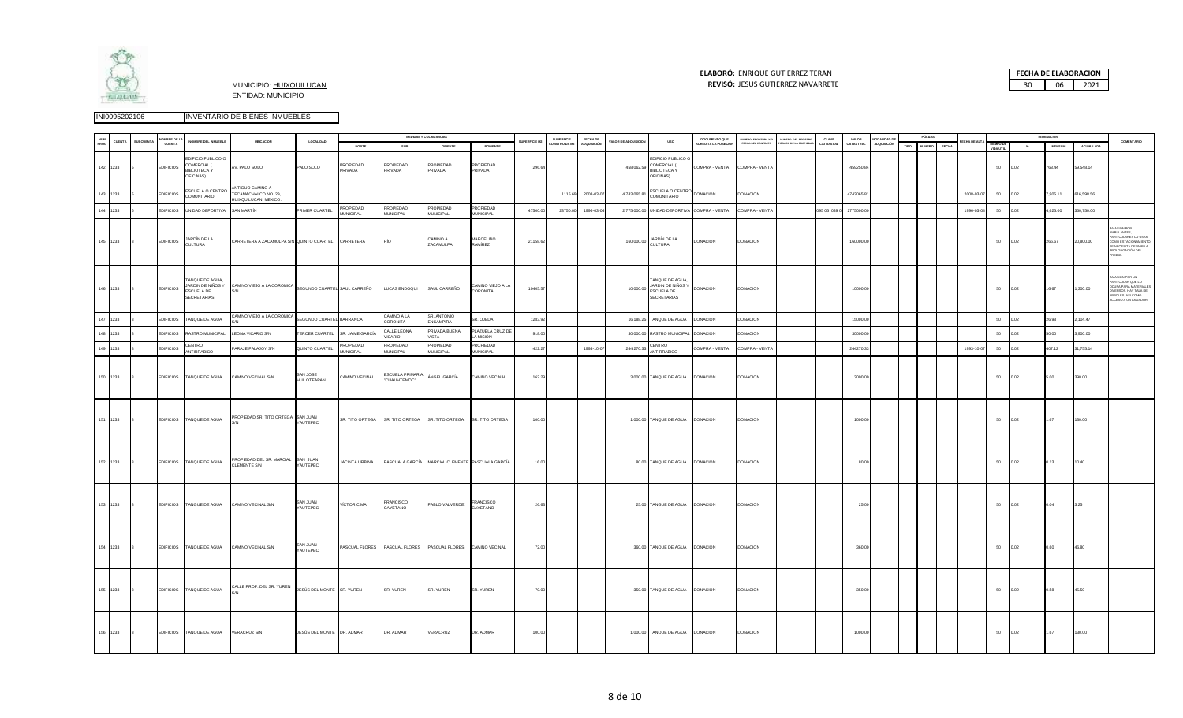MUNICIPIO: HUIXQUILUCAN
ENTIDAD: MUNICIPIO

**ELABORÓ:** ENRIQUE GUTIERREZ TERAN
**REVISÓ:** JESUS GUTIERREZ NAVARRETE

| FECHA DE ELABORACION | | |
|---|---|---|
| 30 | 06 | 2021 |

INI0095202106 INVENTARIO DE BIENES INMUEBLES

| NUM PROG | CUENTA | SUBCUENTA | NOMBRE DE LA CUENTA | NOMBRE DEL INMUEBLE | UBICACIÓN | LOCALIDAD | MEDIDAS Y COLINDANCIAS NORTE | SUR | ORIENTE | PONIENTE | SUPERFICIE M2 | SUPERFICIE CONSTRUIDA M2 | FECHA DE ADQUISICIÓN | VALOR DE ADQUISICIÓN | USO | DOCUMENTO QUE ACREDITA LA POSESIÓN | NUMERO ESCRITURA Y/O FECHA DEL CONTRATO | NUMERO DEL REGISTRO PÚBLICO DE LA PROPIEDAD | CLAVE CATASTRAL | VALOR CATASTRAL | MODALIDAD DE ADQUISICIÓN | PÓLIZAS TIPO | NUMERO | FECHA | FECHA DE ALTA | TIEMPO DE VIDA UTIL | % | DEPRECIACION MENSUAL | ACUMULADA | COMENTARIO |
|---|---|---|---|---|---|---|---|---|---|---|---|---|---|---|---|---|---|---|---|---|---|---|---|---|---|---|---|---|---|---|
| 142 | 1233 | 5 | EDIFICIOS | EDIFICIO PUBLICO O COMERCIAL ( BIBLIOTECA Y OFICINAS) | AV. PALO SOLO | PALO SOLO | PROPIEDAD PRIVADA | PROPIEDAD PRIVADA | PROPIEDAD PRIVADA | PROPIEDAD PRIVADA | 296.64 | | | 458,062.59 | EDIFICIO PUBLICO O COMERCIAL ( BIBLIOTECA Y OFICINAS) | COMPRA - VENTA | COMPRA - VENTA | | | 459250.84 | | | | | | 50 | 0.02 | 763.44 | 59,548.14 | |
| 143 | 1233 | 5 | EDIFICIOS | ESCUELA O CENTRO COMUNITARIO | ANTIGUO CAMINO A TECAMACHALCO NO. 28, HUIXQUILUCAN, MEXICO. | | | | | | | 1115.69 | 2008-03-07 | 4,743,965.81 | ESCUELA O CENTRO COMUNITARIO | DONACION | DONACION | | | 4743965.81 | | | | | 2008-03-07 | 50 | 0.02 | 7,906.61 | 616,998.56 | |
| 144 | 1233 | 6 | EDIFICIOS | UNIDAD DEPORTIVA | SAN MARTÍN | PRIMER CUARTEL | PROPIEDAD MUNICIPAL | PROPIEDAD MUNICIPAL | PROPIEDAD MUNICIPAL | PROPIEDAD MUNICIPAL | 47500.00 | 23750.00 | 1996-03-04 | 2,775,000.00 | UNIDAD DEPORTIVA | COMPRA - VENTA | COMPRA - VENTA | | 095 05 038 0 | 2775000.00 | | | | | 1996-03-04 | 50 | 0.02 | 4,625.00 | 360,750.00 | |
| 145 | 1233 | 8 | EDIFICIOS | JARDIN DE LA CULTURA | CARRETERA A ZACAMULPA S/N | QUINTO CUARTEL | CARRETERA | RÍO | CAMINO A ZACAMULPA | MARCELINO RAMIREZ | 21058.92 | | | 160,000.00 | JARDÍN DE LA CULTURA | DONACION | DONACION | | | 160000.00 | | | | | | 50 | 0.02 | 266.67 | 20,800.00 | INVASIÓN POR AMBULANTES, PARTICULARES LO USAN COMO ESTACIONAMIENTO. SE NECESITA DEFINIR LA PROLONGACIÓN DEL PREDIO. |
| 146 | 1233 | 8 | EDIFICIOS | TANQUE DE AGUA, JARDIN DE NIÑOS Y ESCUELA DE SECRETARIAS | CAMINO VIEJO A LA CORONICA S/N | SEGUNDO CUARTEL | SAUL CARREÑO | LUCAS ENDOQUI | SAUL CARREÑO | CAMINO VIEJO A LA CORONITA | 10405.57 | | | 10,000.00 | TANQUE DE AGUA, JARDIN DE NIÑOS Y ESCUELA DE SECRETARIAS | DONACION | DONACION | | | 10000.00 | | | | | | 50 | 0.02 | 16.67 | 1,300.00 | INVASIÓN POR UN PARTICULAR QUE LO OCUPA PARA MATERIALES DIVERSOS. HAY TALA DE ÁRBOLES, ASÍ COMO ACCESO A UN ANDADOR. |
| 147 | 1233 | 8 | EDIFICIOS | TANQUE DE AGUA | CAMINO VIEJO A LA CORONICA S/N | SEGUNDO CUARTEL | BARRANCA | CAMINO A LA CORONITA | SR. ANTONIO ENCAMPIRA | SR. OJEDA | 1283.92 | | | 16,188.25 | TANQUE DE AGUA | DONACION | DONACION | | | 15000.00 | | | | | | 50 | 0.02 | 26.98 | 2,104.47 | |
| 148 | 1233 | 8 | EDIFICIOS | RASTRO MUNICIPAL | LEONA VICARIO S/N | TERCER CUARTEL | SR. JAIME GARCÍA | CALLE LEONA VICARIO | PRIVADA BUENA VISTA | PLAZUELA CRUZ DE LA MISIÓN | 918.00 | | | 30,000.00 | RASTRO MUNICIPAL | DONACION | DONACION | | | 30000.00 | | | | | | 50 | 0.02 | 50.00 | 3,900.00 | |
| 149 | 1233 | 8 | EDIFICIOS | CENTRO ANTIRRABICO | PARAJE PALAJOY S/N | QUINTO CUARTEL | PROPIEDAD MUNICIPAL | PROPIEDAD MUNICIPAL | PROPIEDAD MUNICIPAL | PROPIEDAD MUNICIPAL | 422.27 | | 1993-10-07 | 244,270.33 | CENTRO ANTIRRABICO | COMPRA - VENTA | COMPRA - VENTA | | | 244270.33 | | | | | 1993-10-07 | 50 | 0.02 | 407.12 | 31,755.14 | |
| 150 | 1233 | 8 | EDIFICIOS | TANQUE DE AGUA | CAMINO VECINAL S/N | SAN JOSE HUILOTEAPAN | CAMINO VECINAL | ESCUELA PRIMARIA "CUAUHTEMOC" | ÁNGEL GARCÍA | CAMINO VECINAL | 162.29 | | | 3,000.00 | TANQUE DE AGUA | DONACION | DONACION | | | 3000.00 | | | | | | 50 | 0.02 | 5.00 | 390.00 | |
| 151 | 1233 | 8 | EDIFICIOS | TANQUE DE AGUA | PROPIEDAD SR. TITO ORTEGA S/N | SAN JUAN YAUTEPEC | SR. TITO ORTEGA | SR. TITO ORTEGA | SR. TITO ORTEGA | SR. TITO ORTEGA | 100.00 | | | 1,000.00 | TANQUE DE AGUA | DONACION | DONACION | | | 1000.00 | | | | | | 50 | 0.02 | 1.67 | 130.00 | |
| 152 | 1233 | 8 | EDIFICIOS | TANQUE DE AGUA | PROPIEDAD DEL SR. MARCIAL CLEMENTE S/N | SAN JUAN YAUTEPEC | JACINTA URBINA | PASCUALA GARCÍA | MARCIAL CLEMENTE | PASCUALA GARCÍA | 16.00 | | | 80.00 | TANQUE DE AGUA | DONACION | DONACION | | | 80.00 | | | | | | 50 | 0.02 | 0.13 | 10.40 | |
| 153 | 1233 | 8 | EDIFICIOS | TANQUE DE AGUA | CAMINO VECINAL S/N | SAN JUAN YAUTEPEC | VÍCTOR CIMA | FRANCISCO CAYETANO | PABLO VALVERDE | FRANCISCO CAYETANO | 26.63 | | | 25.00 | TANQUE DE AGUA | DONACION | DONACION | | | 25.00 | | | | | | 50 | 0.02 | 0.04 | 3.25 | |
| 154 | 1233 | 8 | EDIFICIOS | TANQUE DE AGUA | CAMINO VECINAL S/N | SAN JUAN YAUTEPEC | PASCUAL FLORES | PASCUAL FLORES | PASCUAL FLORES | CAMINO VECINAL | 72.00 | | | 360.00 | TANQUE DE AGUA | DONACION | DONACION | | | 360.00 | | | | | | 50 | 0.02 | 0.60 | 46.80 | |
| 155 | 1233 | 8 | EDIFICIOS | TANQUE DE AGUA | CALLE PROP. DEL SR. YUREN S/N | JESÚS DEL MONTE | SR. YUREN | SR. YUREN | SR. YUREN | SR. YUREN | 70.00 | | | 350.00 | TANQUE DE AGUA | DONACION | DONACION | | | 350.00 | | | | | | 50 | 0.02 | 0.58 | 45.50 | |
| 156 | 1233 | 8 | EDIFICIOS | TANQUE DE AGUA | VERACRUZ S/N | JESÚS DEL MONTE | DR. ADMAR | DR. ADMAR | VERACRUZ | DR. ADMAR | 100.00 | | | 1,000.00 | TANQUE DE AGUA | DONACION | DONACION | | | 1000.00 | | | | | | 50 | 0.02 | 1.67 | 130.00 | |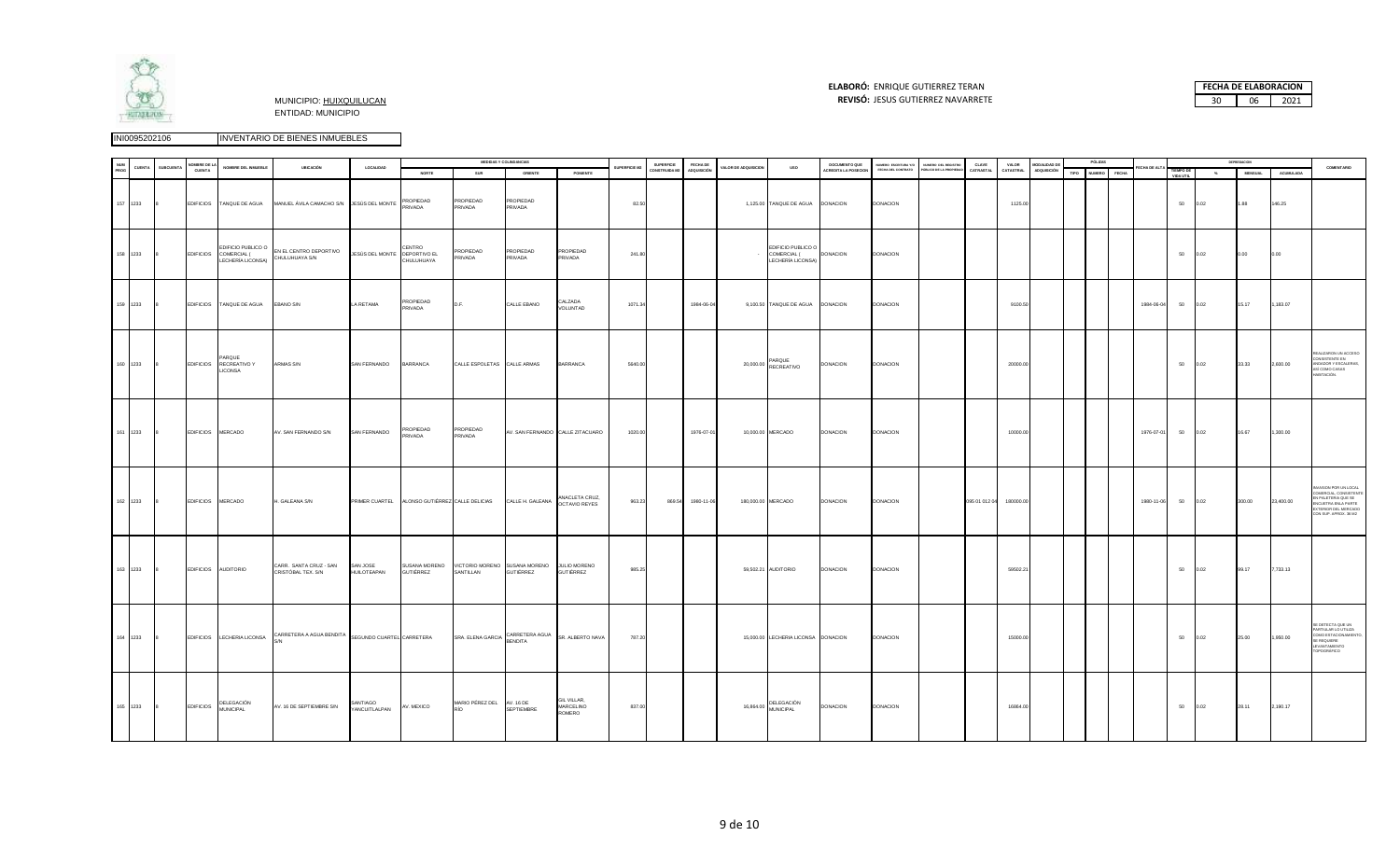MUNICIPIO: HUIXQUILUCAN
ENTIDAD: MUNICIPIO

**ELABORÓ:** ENRIQUE GUTIERREZ TERAN
**REVISÓ:** JESUS GUTIERREZ NAVARRETE

| FECHA DE ELABORACION | | |
|---|---|---|
| 30 | 06 | 2021 |

INI0095202106 INVENTARIO DE BIENES INMUEBLES

| NUM PROG | CUENTA | SUBCUENTA | NOMBRE DE LA CUENTA | NOMBRE DEL INMUEBLE | UBICACIÓN | LOCALIDAD | MEDIDAS Y COLINDANCIAS | | | | SUPERFICIE M2 | SUPERFICIE CONSTRUIDA M2 | FECHA DE ADQUISICIÓN | VALOR DE ADQUISICIÓN | USO | DOCUMENTO QUE ACREDITA LA POSESIÓN | NÚMERO ESCRITURA Y/O FECHA DEL CONTRATO | NÚMERO DEL REGISTRO PÚBLICO DE LA PROPIEDAD | CLAVE CATASTRAL | VALOR CATASTRAL | MODALIDAD DE ADQUISICIÓN | PÓLIZAS | | | FECHA DE ALTA | DEPRECIACIÓN | | | | COMENTARIO |
|---|---|---|---|---|---|---|---|---|---|---|---|---|---|---|---|---|---|---|---|---|---|---|---|---|---|---|---|---|---|---|
| | | | | | | | NORTE | SUR | ORIENTE | PONIENTE | | | | | | | | | | | | TIPO | NÚMERO | FECHA | | TIEMPO DE VIDA ÚTIL | % | MENSUAL | ACUMULADA | |
| 157 | 1233 | 8 | EDIFICIOS | TANQUE DE AGUA | MANUEL ÁVILA CAMACHO S/N | JESÚS DEL MONTE | PROPIEDAD PRIVADA | PROPIEDAD PRIVADA | PROPIEDAD PRIVADA | | 82.50 | | | 1,125.00 | TANQUE DE AGUA | DONACION | DONACION | | | 1125.00 | | | | | | 50 | 0.02 | 1.88 | 146.25 | |
| 158 | 1233 | 8 | EDIFICIOS | EDIFICIO PUBLICO O COMERCIAL ( LECHERÍA LICONSA) | EN EL CENTRO DEPORTIVO CHULUHUAYA S/N | JESÚS DEL MONTE | CENTRO DEPORTIVO EL CHULUHUAYA | PROPIEDAD PRIVADA | PROPIEDAD PRIVADA | PROPIEDAD PRIVADA | 241.80 | | | - | EDIFICIO PUBLICO O COMERCIAL ( LECHERÍA LICONSA) | DONACION | DONACION | | | | | | | | | 50 | 0.02 | 0.00 | 0.00 | |
| 159 | 1233 | 8 | EDIFICIOS | TANQUE DE AGUA | EBANO S/N | LA RETAMA | PROPIEDAD PRIVADA | D.F. | CALLE EBANO | CALZADA VOLUNTAD | 1071.34 | | 1984-06-04 | 9,100.50 | TANQUE DE AGUA | DONACION | DONACION | | | 9100.50 | | | | | 1984-06-04 | 50 | 0.02 | 15.17 | 1,183.07 | |
| 160 | 1233 | 8 | EDIFICIOS | PARQUE RECREATIVO Y LICONSA | ARMAS S/N | SAN FERNANDO | BARRANCA | CALLE ESPOLETAS | CALLE ARMAS | BARRANCA | 5640.00 | | | 20,000.00 | PARQUE RECREATIVO | DONACION | DONACION | | | 20000.00 | | | | | | 50 | 0.02 | 33.33 | 2,600.00 | REALIZARON UN ACCESO CONSISTENTE EN ANDADOR Y ESCALERAS, ASÍ COMO CASAS HABITACIÓN. |
| 161 | 1233 | 8 | EDIFICIOS | MERCADO | AV. SAN FERNANDO S/N | SAN FERNANDO | PROPIEDAD PRIVADA | PROPIEDAD PRIVADA | AV. SAN FERNANDO | CALLE ZITACUARO | 1020.00 | | 1976-07-01 | 10,000.00 | MERCADO | DONACION | DONACION | | | 10000.00 | | | | | 1976-07-01 | 50 | 0.02 | 16.67 | 1,300.00 | |
| 162 | 1233 | 8 | EDIFICIOS | MERCADO | H. GALEANA S/N | PRIMER CUARTEL | ALONSO GUTIÉRREZ | CALLE DELICIAS | CALLE H. GALEANA | ANACLETA CRUZ, OCTAVIO REYES | 963.23 | 869.54 | 1980-11-06 | 180,000.00 | MERCADO | DONACION | DONACION | | 095 01 012 04 | 180000.00 | | | | | 1980-11-06 | 50 | 0.02 | 300.00 | 23,400.00 | INVASIÓN POR UN LOCAL COMERCIAL CONSISTENTE EN PALETERÍA QUE SE ENCUENTRA EN LA PARTE EXTERIOR DEL MERCADO CON SUP. APROX. 36 M2 |
| 163 | 1233 | 8 | EDIFICIOS | AUDITORIO | CARR . SANTA CRUZ - SAN CRISTÓBAL TEX. S/N. | SAN JOSE HUILOTEAPAN | SUSANA MORENO GUTIÉRREZ | VICTORIO MORENO SANTILLAN | SUSANA MORENO GUTIERREZ | JULIO MORENO GUTIERREZ | 985.35 | | | 59,502.21 | AUDITORIO | DONACION | DONACION | | | 59502.21 | | | | | | 50 | 0.02 | 99.17 | 7,733.13 | |
| 164 | 1233 | 8 | EDIFICIOS | LECHERIA LICONSA | CARRETERA A AGUA BENDITA S/N | SEGUNDO CUARTEL | CARRETERA | SRA. ELENA GARCIA | CARRETERA AGUA BENDITA | SR. ALBERTO NAVA | 787.20 | | | 15,000.00 | LECHERIA LICONSA | DONACION | DONACION | | | 15000.00 | | | | | | 50 | 0.02 | 25.00 | 1,950.00 | SE DETECTA QUE UN PARTICULAR LO UTILIZA COMO ESTACIONAMIENTO, SE REQUIERE LEVANTAMIENTO TOPOGRÁFICO |
| 165 | 1233 | 8 | EDIFICIOS | DELEGACIÓN MUNICIPAL | AV. 16 DE SEPTIEMBRE S/N | SANTIAGO YANCUITLALPAN | AV. MEXICO | MARIO PEREZ DEL RIO | AV. 16 DE SEPTIEMBRE | GIL VILLAR, MARCELINO ROMERO | 837.00 | | | 16,864.00 | DELEGACIÓN MUNICIPAL | DONACION | DONACION | | | 16864.00 | | | | | | 50 | 0.02 | 28.11 | 2,180.17 | |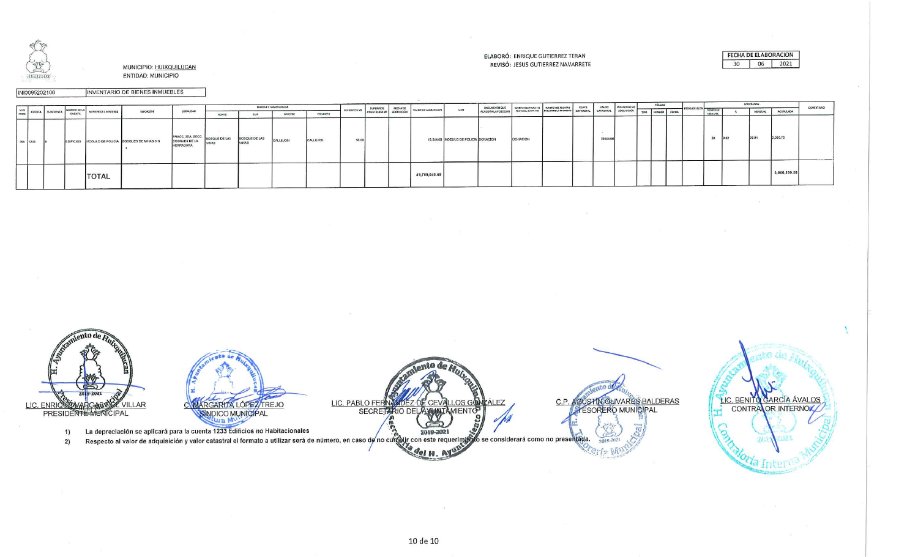MUNICIPIO: HUIXQUILUCAN

ENTIDAD: MUNICIPIO

ELABORÓ: ENRIQUE GUTIERREZ TERAN

REVISÓ: JESUS GUTIERREZ NAVARRETE

| FECHA DE ELABORACION | | |
|---|---|---|
| 30 | 06 | 2021 |

INI0095202106 — INVENTARIO DE BIENES INMUEBLES

| NUM PROG | CUENTA | SUBCUENTA | NOMBRE DE LA CUENTA | NOMBRE DEL INMUEBLE | UBICACIÓN | LOCALIDAD | MEDIDAS Y COLINDANCIAS | | | | SUPERFICIE M2 | SUPERFICIE CONSTRUIDA M2 | FECHA DE ADQUISICIÓN | VALOR DE ADQUISICIÓN | USO | DOCUMENTO QUE ACREDITA LA POSESIÓN | NUMERO ESCRITURA Y/O FECHA DEL CONTRATO | NUMERO DEL REGISTRO PUBLICO DE LA PROPIEDAD | CLAVE CATASTRAL | VALOR CATASTRAL | MODALIDAD DE ADQUISICIÓN | PÓLIZAS | | | FECHA DE ALTA | DEPRECIACIÓN | | | | COMENTARIO |
|---|---|---|---|---|---|---|---|---|---|---|---|---|---|---|---|---|---|---|---|---|---|---|---|---|---|---|---|---|---|---|
| | | | | | | | NORTE | SUR | ORIENTE | PONIENTE | | | | | | | | | | | | TIPO | NUMERO | FECHA | | TIEMPO DE VIDA UTIL | % | MENSUAL | ACUMULADA | |
| 166 | 1233 | 8 | EDIFICIOS | MODULO DE POLICIA | BOSQUES DE MINAS S/N | FRACC. 2DA. SECC. BOSQUES DE LA HERRADURA | BOSQUE DE LAS MINAS | BOSQUE DE LAS MINAS | CALLEJON | CALLEJON | 50.00 | | | 15,544.00 | MODULO DE POLICIA | DONACION | DONACION | | | 15544.00 | | | | | | 50 | 0.02 | 25.91 | 2,020.72 | |
| | | | | TOTAL | | | | | | | | | | 49,709,048.69 | | | | | | | | | | | | | | | 3,066,599.26 | |

LIC. ENRIQUE VARGAS DEL VILLAR
PRESIDENTE MUNICIPAL

C. MARGARITA LÓPEZ TREJO
SÍNDICO MUNICIPAL

LIC. PABLO FERNÁNDEZ DE CEVALLOS GONZÁLEZ
SECRETARIO DEL AYUNTAMIENTO

C.P. AGUSTÍN OLIVARES BALDERAS
TESORERO MUNICIPAL

LIC. BENITO GARCÍA ÁVALOS
CONTRALOR INTERNO

1) La depreciación se aplicará para la cuenta 1233 Edificios no Habitacionales
2) Respecto al valor de adquisición y valor catastral el formato a utilizar será de número, en caso de no cumplir con este requerimiento se considerará como no presentada.